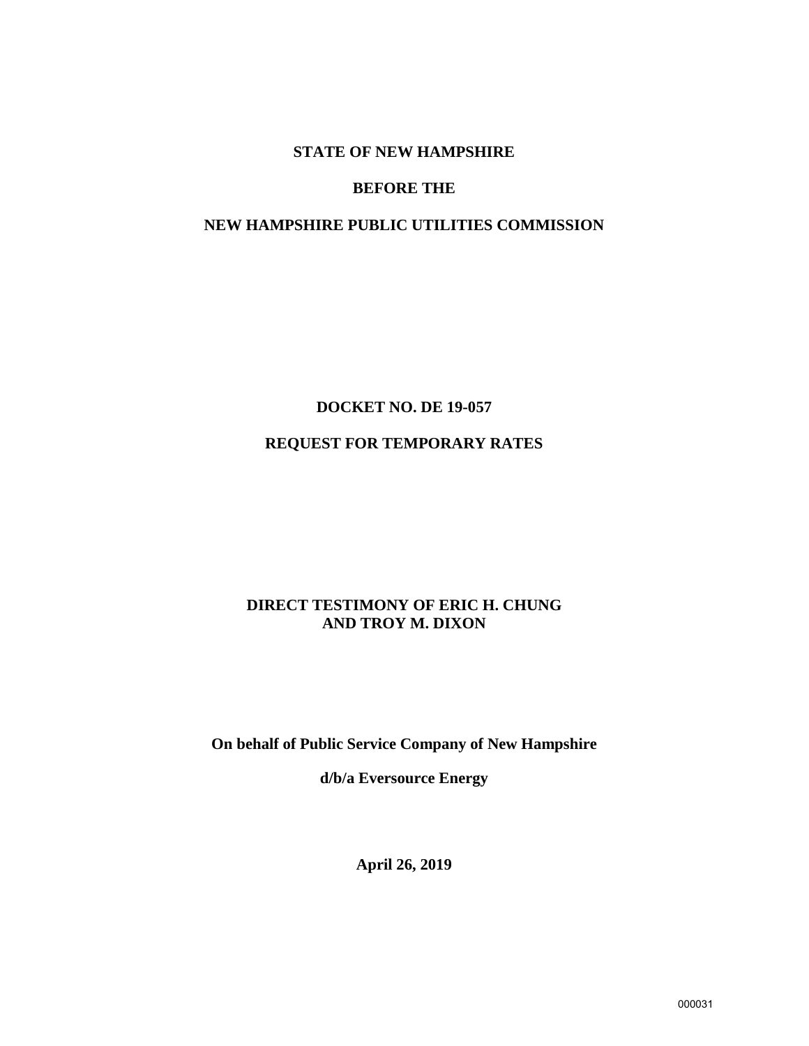**STATE OF NEW HAMPSHIRE**

**BEFORE THE**

**NEW HAMPSHIRE PUBLIC UTILITIES COMMISSION**

**DOCKET NO. DE 19-057**

**REQUEST FOR TEMPORARY RATES**

**DIRECT TESTIMONY OF ERIC H. CHUNG AND TROY M. DIXON**

**On behalf of Public Service Company of New Hampshire**

**d/b/a Eversource Energy**

**April 26, 2019**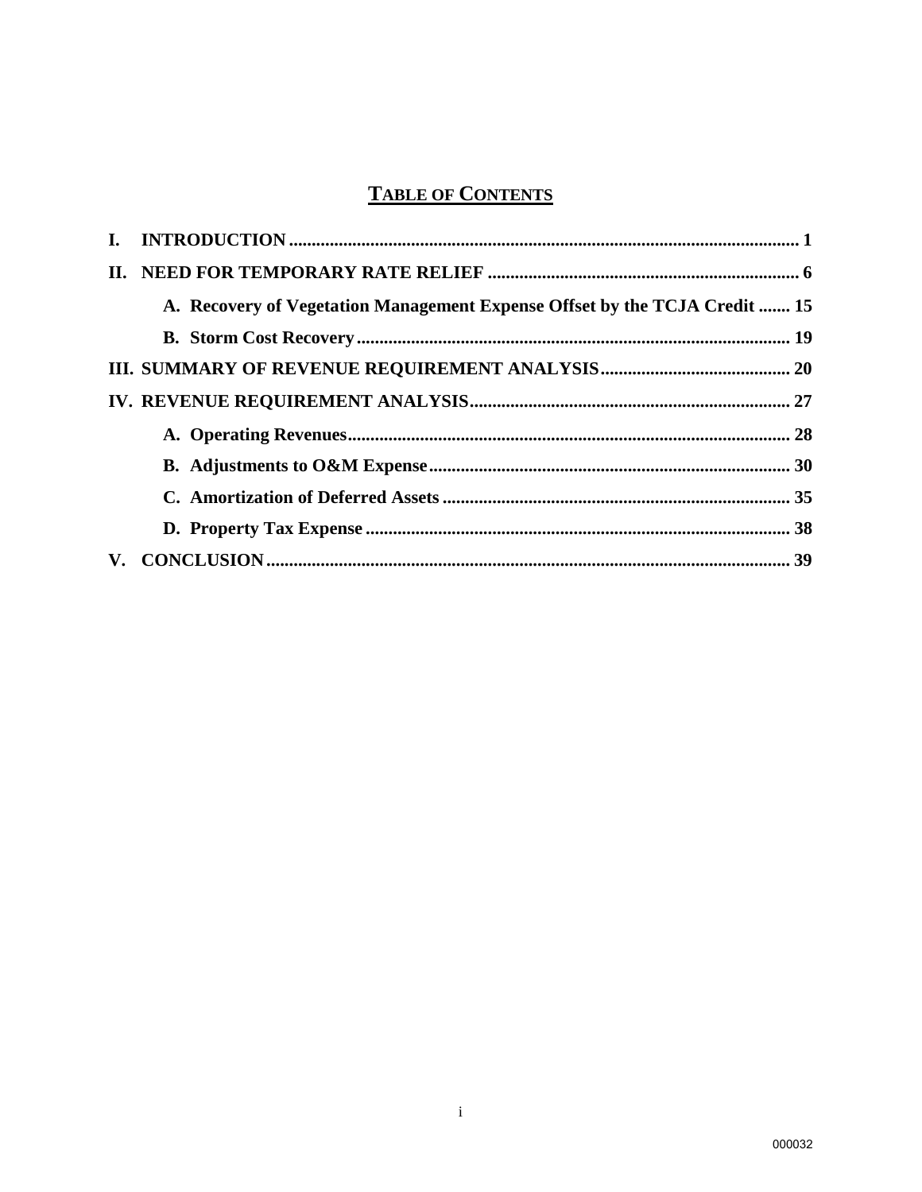# TABLE OF CONTENTS

I. INTRODUCTION ..... 1

II. NEED FOR TEMPORARY RATE RELIEF ..... 6

- A. Recovery of Vegetation Management Expense Offset by the TCJA Credit ..... 15
- B. Storm Cost Recovery ..... 19

III. SUMMARY OF REVENUE REQUIREMENT ANALYSIS ..... 20

IV. REVENUE REQUIREMENT ANALYSIS ..... 27

- A. Operating Revenues ..... 28
- B. Adjustments to O&M Expense ..... 30
- C. Amortization of Deferred Assets ..... 35
- D. Property Tax Expense ..... 38

V. CONCLUSION ..... 39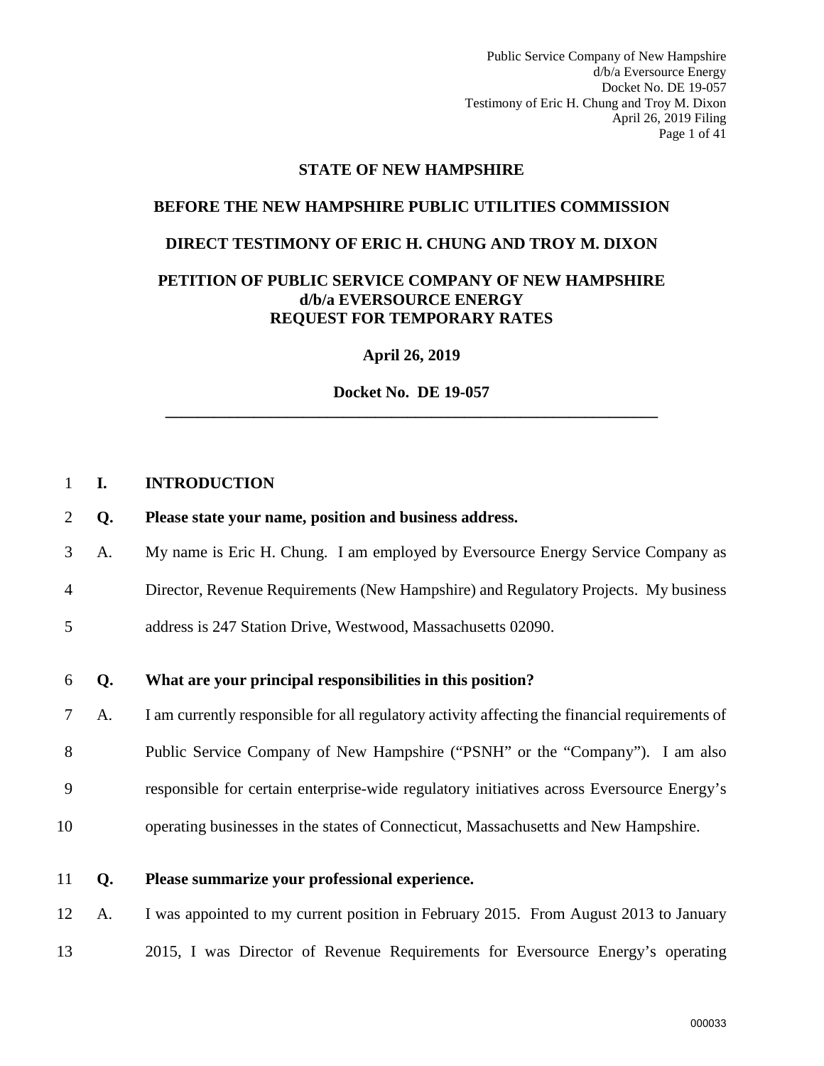**STATE OF NEW HAMPSHIRE**

**BEFORE THE NEW HAMPSHIRE PUBLIC UTILITIES COMMISSION**

**DIRECT TESTIMONY OF ERIC H. CHUNG AND TROY M. DIXON**

**PETITION OF PUBLIC SERVICE COMPANY OF NEW HAMPSHIRE d/b/a EVERSOURCE ENERGY REQUEST FOR TEMPORARY RATES**

**April 26, 2019**

**Docket No. DE 19-057**

---

## I. INTRODUCTION

**Q. Please state your name, position and business address.**

A. My name is Eric H. Chung. I am employed by Eversource Energy Service Company as Director, Revenue Requirements (New Hampshire) and Regulatory Projects. My business address is 247 Station Drive, Westwood, Massachusetts 02090.

**Q. What are your principal responsibilities in this position?**

A. I am currently responsible for all regulatory activity affecting the financial requirements of Public Service Company of New Hampshire ("PSNH" or the "Company"). I am also responsible for certain enterprise-wide regulatory initiatives across Eversource Energy's operating businesses in the states of Connecticut, Massachusetts and New Hampshire.

**Q. Please summarize your professional experience.**

A. I was appointed to my current position in February 2015. From August 2013 to January 2015, I was Director of Revenue Requirements for Eversource Energy's operating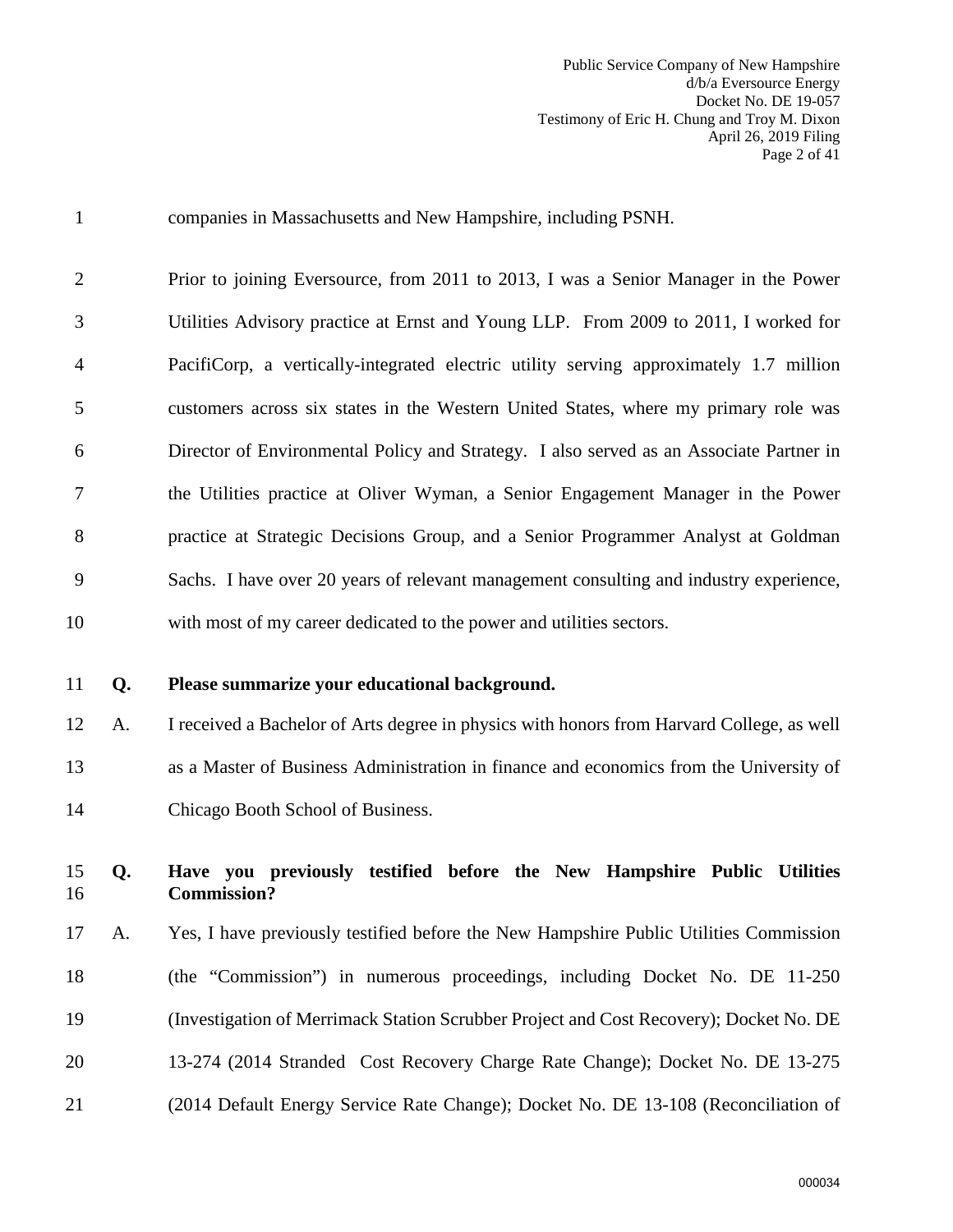companies in Massachusetts and New Hampshire, including PSNH.

Prior to joining Eversource, from 2011 to 2013, I was a Senior Manager in the Power Utilities Advisory practice at Ernst and Young LLP. From 2009 to 2011, I worked for PacifiCorp, a vertically-integrated electric utility serving approximately 1.7 million customers across six states in the Western United States, where my primary role was Director of Environmental Policy and Strategy. I also served as an Associate Partner in the Utilities practice at Oliver Wyman, a Senior Engagement Manager in the Power practice at Strategic Decisions Group, and a Senior Programmer Analyst at Goldman Sachs. I have over 20 years of relevant management consulting and industry experience, with most of my career dedicated to the power and utilities sectors.

**Q. Please summarize your educational background.**

A. I received a Bachelor of Arts degree in physics with honors from Harvard College, as well as a Master of Business Administration in finance and economics from the University of Chicago Booth School of Business.

**Q. Have you previously testified before the New Hampshire Public Utilities Commission?**

A. Yes, I have previously testified before the New Hampshire Public Utilities Commission (the "Commission") in numerous proceedings, including Docket No. DE 11-250 (Investigation of Merrimack Station Scrubber Project and Cost Recovery); Docket No. DE 13-274 (2014 Stranded Cost Recovery Charge Rate Change); Docket No. DE 13-275 (2014 Default Energy Service Rate Change); Docket No. DE 13-108 (Reconciliation of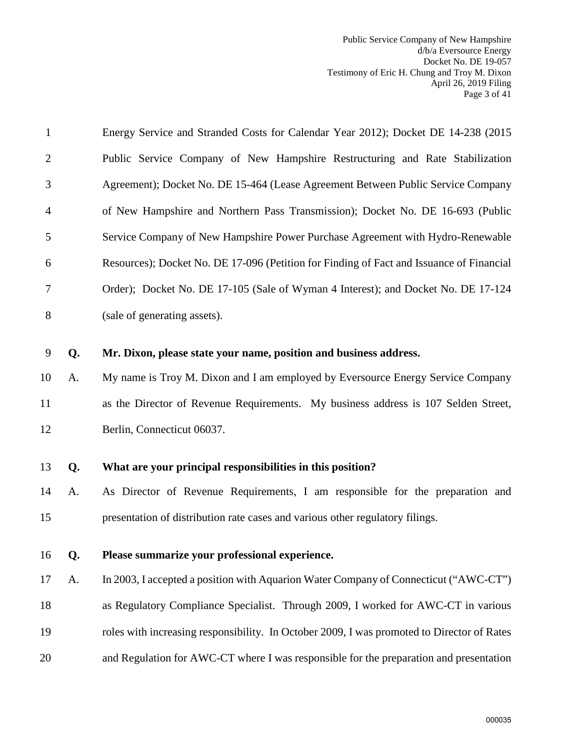Energy Service and Stranded Costs for Calendar Year 2012); Docket DE 14-238 (2015 Public Service Company of New Hampshire Restructuring and Rate Stabilization Agreement); Docket No. DE 15-464 (Lease Agreement Between Public Service Company of New Hampshire and Northern Pass Transmission); Docket No. DE 16-693 (Public Service Company of New Hampshire Power Purchase Agreement with Hydro-Renewable Resources); Docket No. DE 17-096 (Petition for Finding of Fact and Issuance of Financial Order); Docket No. DE 17-105 (Sale of Wyman 4 Interest); and Docket No. DE 17-124 (sale of generating assets).

**Q. Mr. Dixon, please state your name, position and business address.**

A. My name is Troy M. Dixon and I am employed by Eversource Energy Service Company as the Director of Revenue Requirements. My business address is 107 Selden Street, Berlin, Connecticut 06037.

**Q. What are your principal responsibilities in this position?**

A. As Director of Revenue Requirements, I am responsible for the preparation and presentation of distribution rate cases and various other regulatory filings.

**Q. Please summarize your professional experience.**

A. In 2003, I accepted a position with Aquarion Water Company of Connecticut ("AWC-CT") as Regulatory Compliance Specialist. Through 2009, I worked for AWC-CT in various roles with increasing responsibility. In October 2009, I was promoted to Director of Rates and Regulation for AWC-CT where I was responsible for the preparation and presentation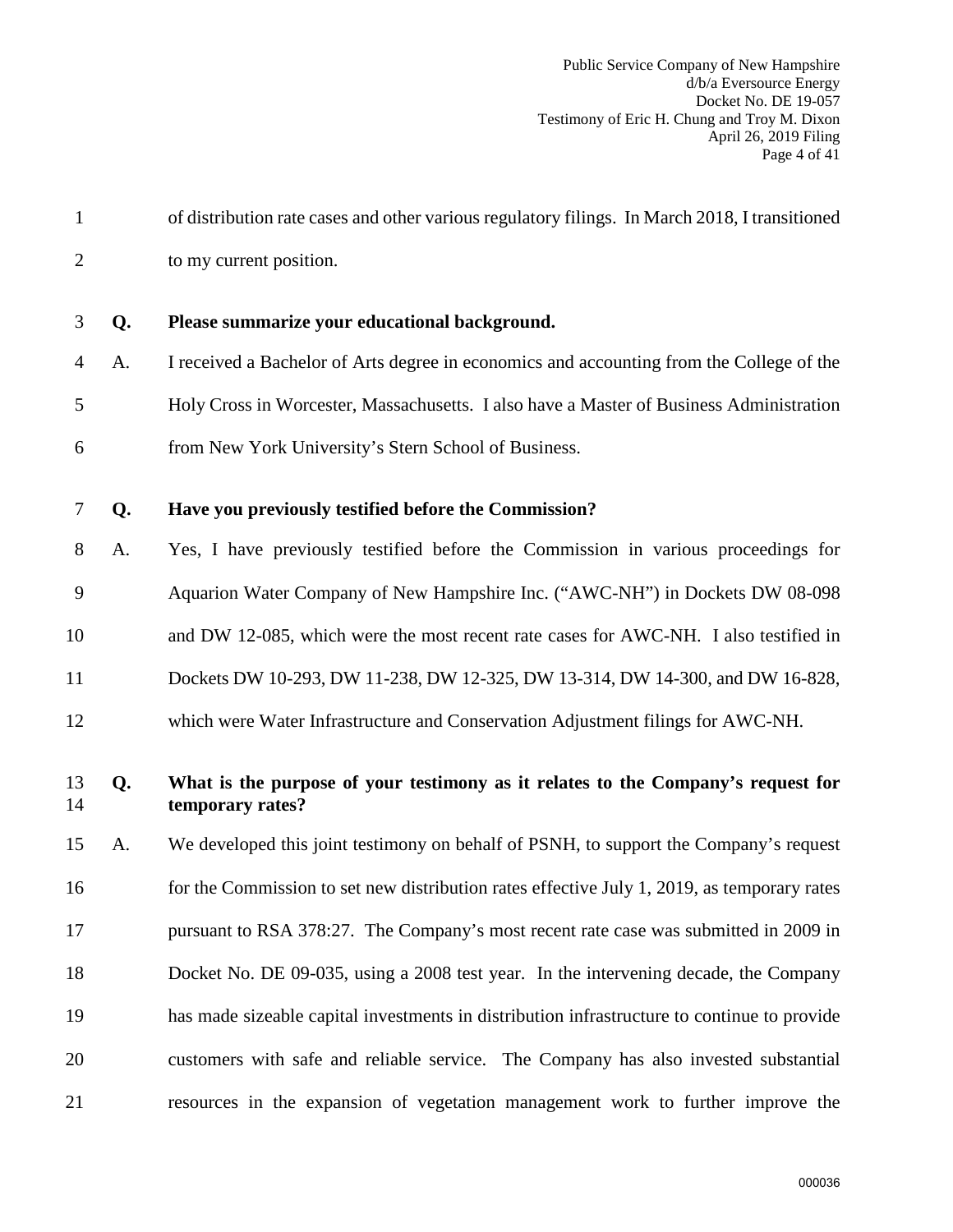of distribution rate cases and other various regulatory filings. In March 2018, I transitioned to my current position.

**Q. Please summarize your educational background.**

A. I received a Bachelor of Arts degree in economics and accounting from the College of the Holy Cross in Worcester, Massachusetts. I also have a Master of Business Administration from New York University's Stern School of Business.

**Q. Have you previously testified before the Commission?**

A. Yes, I have previously testified before the Commission in various proceedings for Aquarion Water Company of New Hampshire Inc. ("AWC-NH") in Dockets DW 08-098 and DW 12-085, which were the most recent rate cases for AWC-NH. I also testified in Dockets DW 10-293, DW 11-238, DW 12-325, DW 13-314, DW 14-300, and DW 16-828, which were Water Infrastructure and Conservation Adjustment filings for AWC-NH.

**Q. What is the purpose of your testimony as it relates to the Company's request for temporary rates?**

A. We developed this joint testimony on behalf of PSNH, to support the Company's request for the Commission to set new distribution rates effective July 1, 2019, as temporary rates pursuant to RSA 378:27. The Company's most recent rate case was submitted in 2009 in Docket No. DE 09-035, using a 2008 test year. In the intervening decade, the Company has made sizeable capital investments in distribution infrastructure to continue to provide customers with safe and reliable service. The Company has also invested substantial resources in the expansion of vegetation management work to further improve the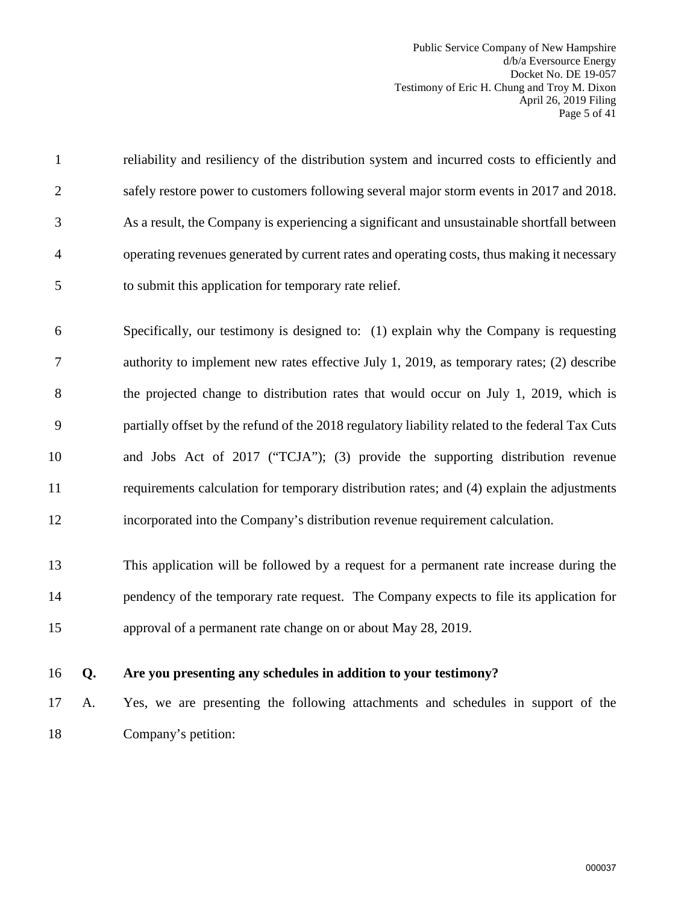reliability and resiliency of the distribution system and incurred costs to efficiently and safely restore power to customers following several major storm events in 2017 and 2018. As a result, the Company is experiencing a significant and unsustainable shortfall between operating revenues generated by current rates and operating costs, thus making it necessary to submit this application for temporary rate relief.

Specifically, our testimony is designed to: (1) explain why the Company is requesting authority to implement new rates effective July 1, 2019, as temporary rates; (2) describe the projected change to distribution rates that would occur on July 1, 2019, which is partially offset by the refund of the 2018 regulatory liability related to the federal Tax Cuts and Jobs Act of 2017 ("TCJA"); (3) provide the supporting distribution revenue requirements calculation for temporary distribution rates; and (4) explain the adjustments incorporated into the Company's distribution revenue requirement calculation.

This application will be followed by a request for a permanent rate increase during the pendency of the temporary rate request. The Company expects to file its application for approval of a permanent rate change on or about May 28, 2019.

**Q. Are you presenting any schedules in addition to your testimony?**

A. Yes, we are presenting the following attachments and schedules in support of the Company's petition: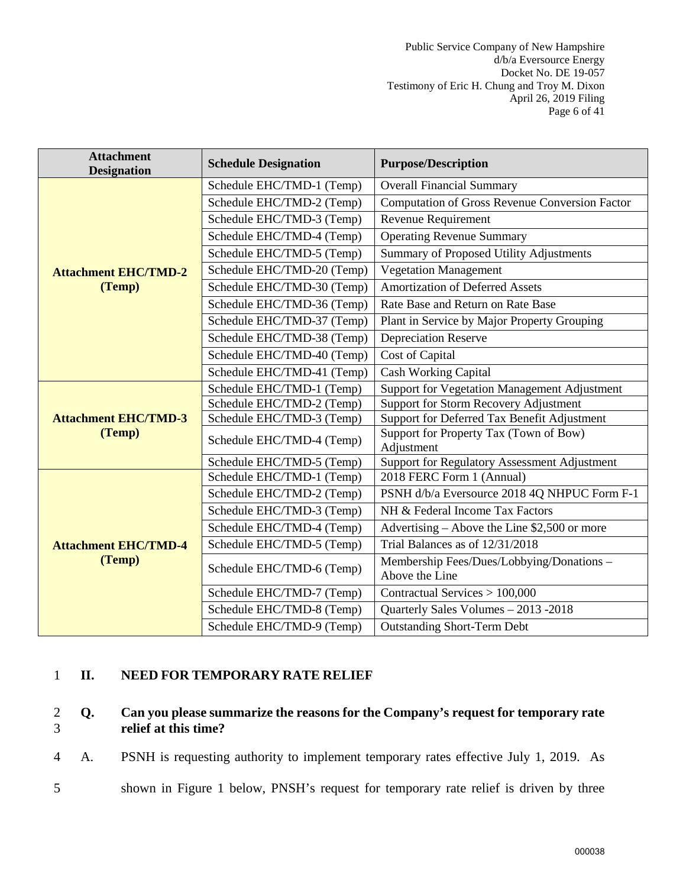| Attachment Designation | Schedule Designation | Purpose/Description |
|---|---|---|
| **Attachment EHC/TMD-2 (Temp)** | Schedule EHC/TMD-1 (Temp) | Overall Financial Summary |
| | Schedule EHC/TMD-2 (Temp) | Computation of Gross Revenue Conversion Factor |
| | Schedule EHC/TMD-3 (Temp) | Revenue Requirement |
| | Schedule EHC/TMD-4 (Temp) | Operating Revenue Summary |
| | Schedule EHC/TMD-5 (Temp) | Summary of Proposed Utility Adjustments |
| | Schedule EHC/TMD-20 (Temp) | Vegetation Management |
| | Schedule EHC/TMD-30 (Temp) | Amortization of Deferred Assets |
| | Schedule EHC/TMD-36 (Temp) | Rate Base and Return on Rate Base |
| | Schedule EHC/TMD-37 (Temp) | Plant in Service by Major Property Grouping |
| | Schedule EHC/TMD-38 (Temp) | Depreciation Reserve |
| | Schedule EHC/TMD-40 (Temp) | Cost of Capital |
| | Schedule EHC/TMD-41 (Temp) | Cash Working Capital |
| **Attachment EHC/TMD-3 (Temp)** | Schedule EHC/TMD-1 (Temp) | Support for Vegetation Management Adjustment |
| | Schedule EHC/TMD-2 (Temp) | Support for Storm Recovery Adjustment |
| | Schedule EHC/TMD-3 (Temp) | Support for Deferred Tax Benefit Adjustment |
| | Schedule EHC/TMD-4 (Temp) | Support for Property Tax (Town of Bow) Adjustment |
| | Schedule EHC/TMD-5 (Temp) | Support for Regulatory Assessment Adjustment |
| **Attachment EHC/TMD-4 (Temp)** | Schedule EHC/TMD-1 (Temp) | 2018 FERC Form 1 (Annual) |
| | Schedule EHC/TMD-2 (Temp) | PSNH d/b/a Eversource 2018 4Q NHPUC Form F-1 |
| | Schedule EHC/TMD-3 (Temp) | NH & Federal Income Tax Factors |
| | Schedule EHC/TMD-4 (Temp) | Advertising – Above the Line $2,500 or more |
| | Schedule EHC/TMD-5 (Temp) | Trial Balances as of 12/31/2018 |
| | Schedule EHC/TMD-6 (Temp) | Membership Fees/Dues/Lobbying/Donations – Above the Line |
| | Schedule EHC/TMD-7 (Temp) | Contractual Services > 100,000 |
| | Schedule EHC/TMD-8 (Temp) | Quarterly Sales Volumes – 2013 -2018 |
| | Schedule EHC/TMD-9 (Temp) | Outstanding Short-Term Debt |

## II. NEED FOR TEMPORARY RATE RELIEF

**Q. Can you please summarize the reasons for the Company's request for temporary rate relief at this time?**

A. PSNH is requesting authority to implement temporary rates effective July 1, 2019. As shown in Figure 1 below, PNSH's request for temporary rate relief is driven by three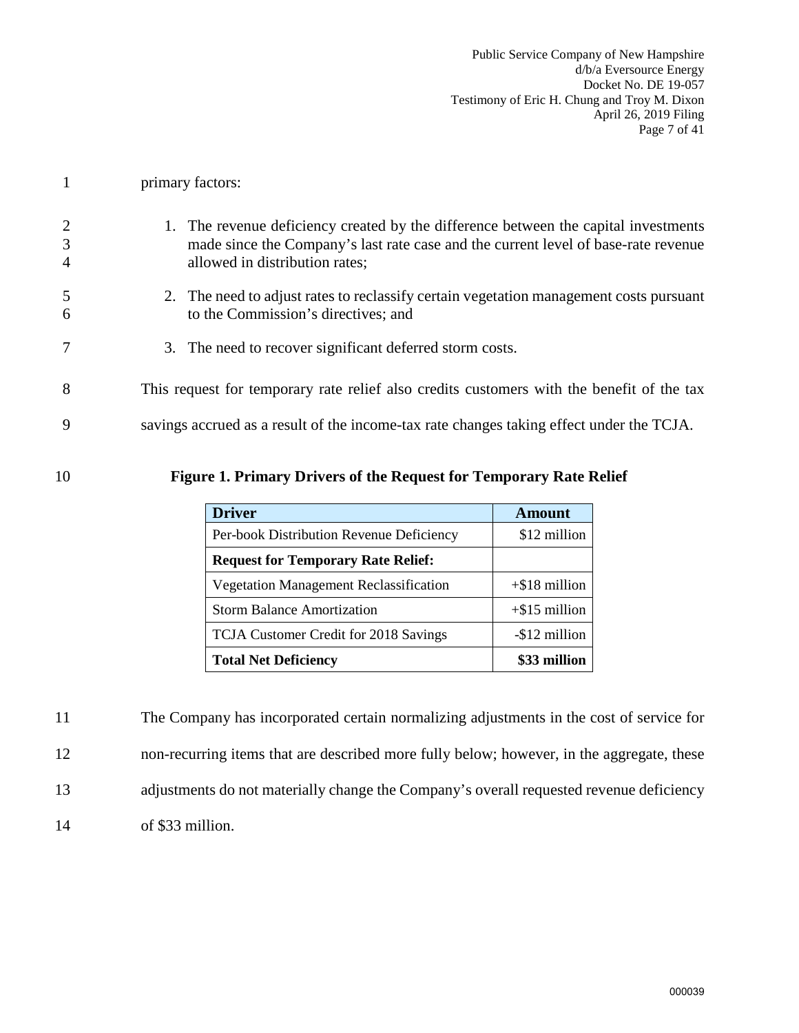primary factors:

1. The revenue deficiency created by the difference between the capital investments made since the Company's last rate case and the current level of base-rate revenue allowed in distribution rates;
2. The need to adjust rates to reclassify certain vegetation management costs pursuant to the Commission's directives; and
3. The need to recover significant deferred storm costs.

This request for temporary rate relief also credits customers with the benefit of the tax savings accrued as a result of the income-tax rate changes taking effect under the TCJA.

**Figure 1. Primary Drivers of the Request for Temporary Rate Relief**

| Driver | Amount |
|---|---|
| Per-book Distribution Revenue Deficiency | $12 million |
| **Request for Temporary Rate Relief:** | |
| Vegetation Management Reclassification | +$18 million |
| Storm Balance Amortization | +$15 million |
| TCJA Customer Credit for 2018 Savings | -$12 million |
| **Total Net Deficiency** | **$33 million** |

The Company has incorporated certain normalizing adjustments in the cost of service for non-recurring items that are described more fully below; however, in the aggregate, these adjustments do not materially change the Company's overall requested revenue deficiency of $33 million.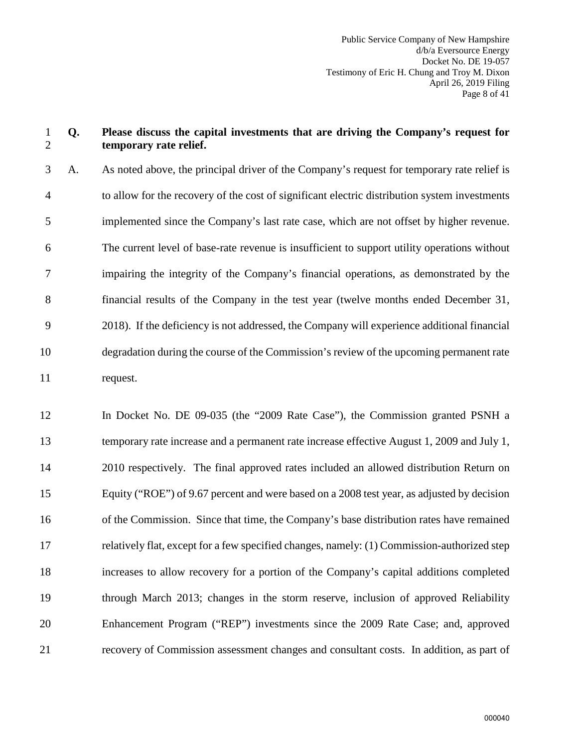**Q. Please discuss the capital investments that are driving the Company's request for temporary rate relief.**

A. As noted above, the principal driver of the Company's request for temporary rate relief is to allow for the recovery of the cost of significant electric distribution system investments implemented since the Company's last rate case, which are not offset by higher revenue. The current level of base-rate revenue is insufficient to support utility operations without impairing the integrity of the Company's financial operations, as demonstrated by the financial results of the Company in the test year (twelve months ended December 31, 2018). If the deficiency is not addressed, the Company will experience additional financial degradation during the course of the Commission's review of the upcoming permanent rate request.

In Docket No. DE 09-035 (the "2009 Rate Case"), the Commission granted PSNH a temporary rate increase and a permanent rate increase effective August 1, 2009 and July 1, 2010 respectively. The final approved rates included an allowed distribution Return on Equity ("ROE") of 9.67 percent and were based on a 2008 test year, as adjusted by decision of the Commission. Since that time, the Company's base distribution rates have remained relatively flat, except for a few specified changes, namely: (1) Commission-authorized step increases to allow recovery for a portion of the Company's capital additions completed through March 2013; changes in the storm reserve, inclusion of approved Reliability Enhancement Program ("REP") investments since the 2009 Rate Case; and, approved recovery of Commission assessment changes and consultant costs. In addition, as part of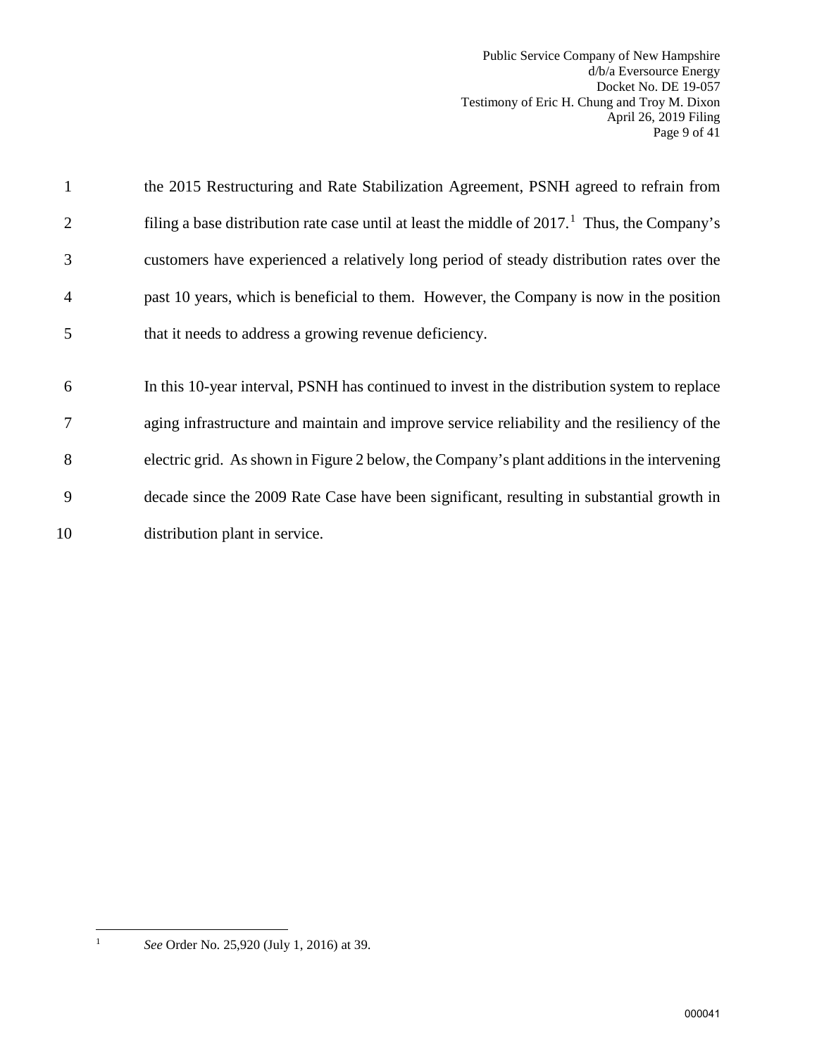the 2015 Restructuring and Rate Stabilization Agreement, PSNH agreed to refrain from filing a base distribution rate case until at least the middle of 2017.[1] Thus, the Company's customers have experienced a relatively long period of steady distribution rates over the past 10 years, which is beneficial to them. However, the Company is now in the position that it needs to address a growing revenue deficiency.

In this 10-year interval, PSNH has continued to invest in the distribution system to replace aging infrastructure and maintain and improve service reliability and the resiliency of the electric grid. As shown in Figure 2 below, the Company's plant additions in the intervening decade since the 2009 Rate Case have been significant, resulting in substantial growth in distribution plant in service.

---

[1] *See* Order No. 25,920 (July 1, 2016) at 39.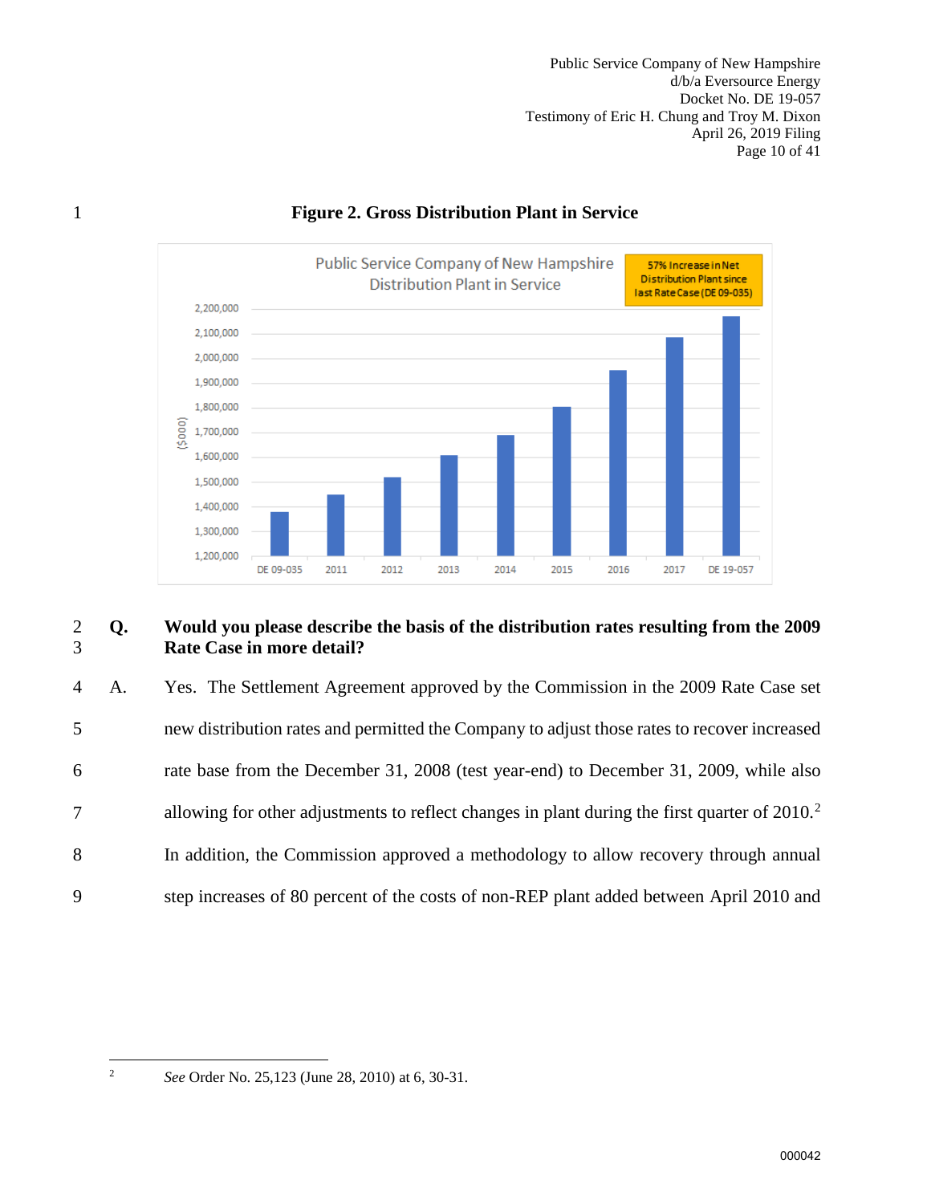**Figure 2. Gross Distribution Plant in Service**

**Q. Would you please describe the basis of the distribution rates resulting from the 2009 Rate Case in more detail?**

A. Yes. The Settlement Agreement approved by the Commission in the 2009 Rate Case set new distribution rates and permitted the Company to adjust those rates to recover increased rate base from the December 31, 2008 (test year-end) to December 31, 2009, while also allowing for other adjustments to reflect changes in plant during the first quarter of 2010.[2] In addition, the Commission approved a methodology to allow recovery through annual step increases of 80 percent of the costs of non-REP plant added between April 2010 and

---

[2] *See* Order No. 25,123 (June 28, 2010) at 6, 30-31.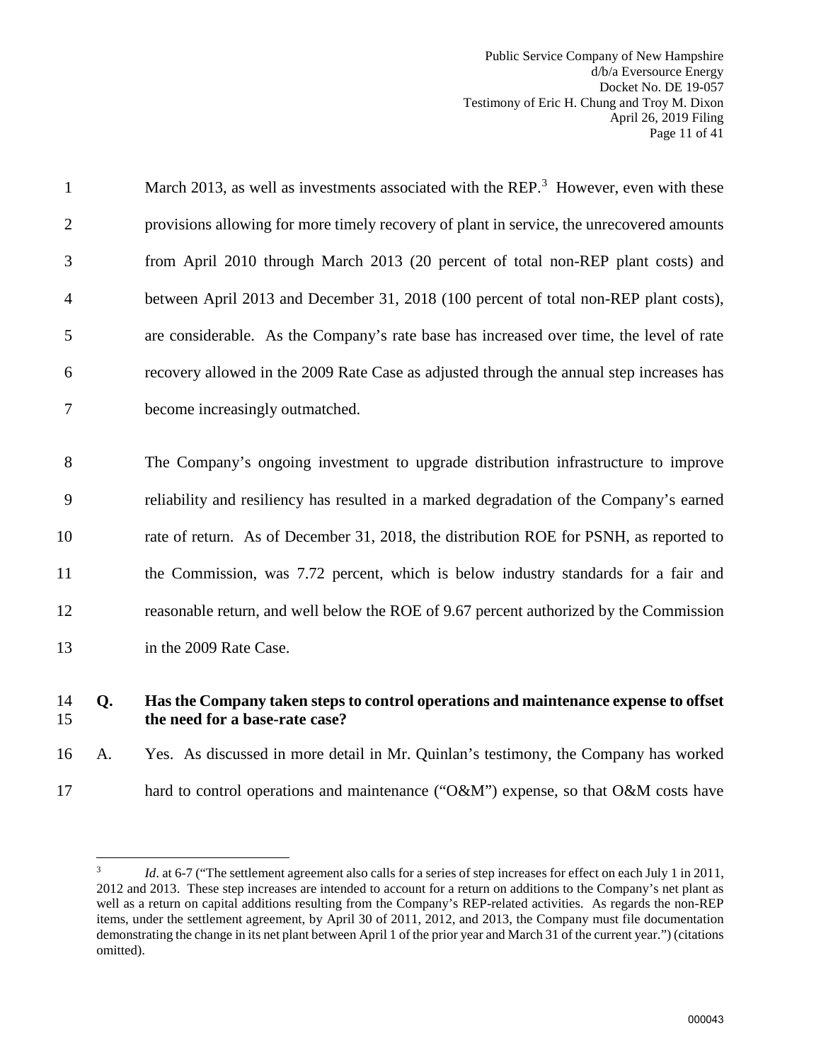March 2013, as well as investments associated with the REP.[3] However, even with these provisions allowing for more timely recovery of plant in service, the unrecovered amounts from April 2010 through March 2013 (20 percent of total non-REP plant costs) and between April 2013 and December 31, 2018 (100 percent of total non-REP plant costs), are considerable. As the Company's rate base has increased over time, the level of rate recovery allowed in the 2009 Rate Case as adjusted through the annual step increases has become increasingly outmatched.

The Company's ongoing investment to upgrade distribution infrastructure to improve reliability and resiliency has resulted in a marked degradation of the Company's earned rate of return. As of December 31, 2018, the distribution ROE for PSNH, as reported to the Commission, was 7.72 percent, which is below industry standards for a fair and reasonable return, and well below the ROE of 9.67 percent authorized by the Commission in the 2009 Rate Case.

**Q. Has the Company taken steps to control operations and maintenance expense to offset the need for a base-rate case?**

A. Yes. As discussed in more detail in Mr. Quinlan's testimony, the Company has worked hard to control operations and maintenance ("O&M") expense, so that O&M costs have

---

[3] *Id*. at 6-7 ("The settlement agreement also calls for a series of step increases for effect on each July 1 in 2011, 2012 and 2013. These step increases are intended to account for a return on additions to the Company's net plant as well as a return on capital additions resulting from the Company's REP-related activities. As regards the non-REP items, under the settlement agreement, by April 30 of 2011, 2012, and 2013, the Company must file documentation demonstrating the change in its net plant between April 1 of the prior year and March 31 of the current year.") (citations omitted).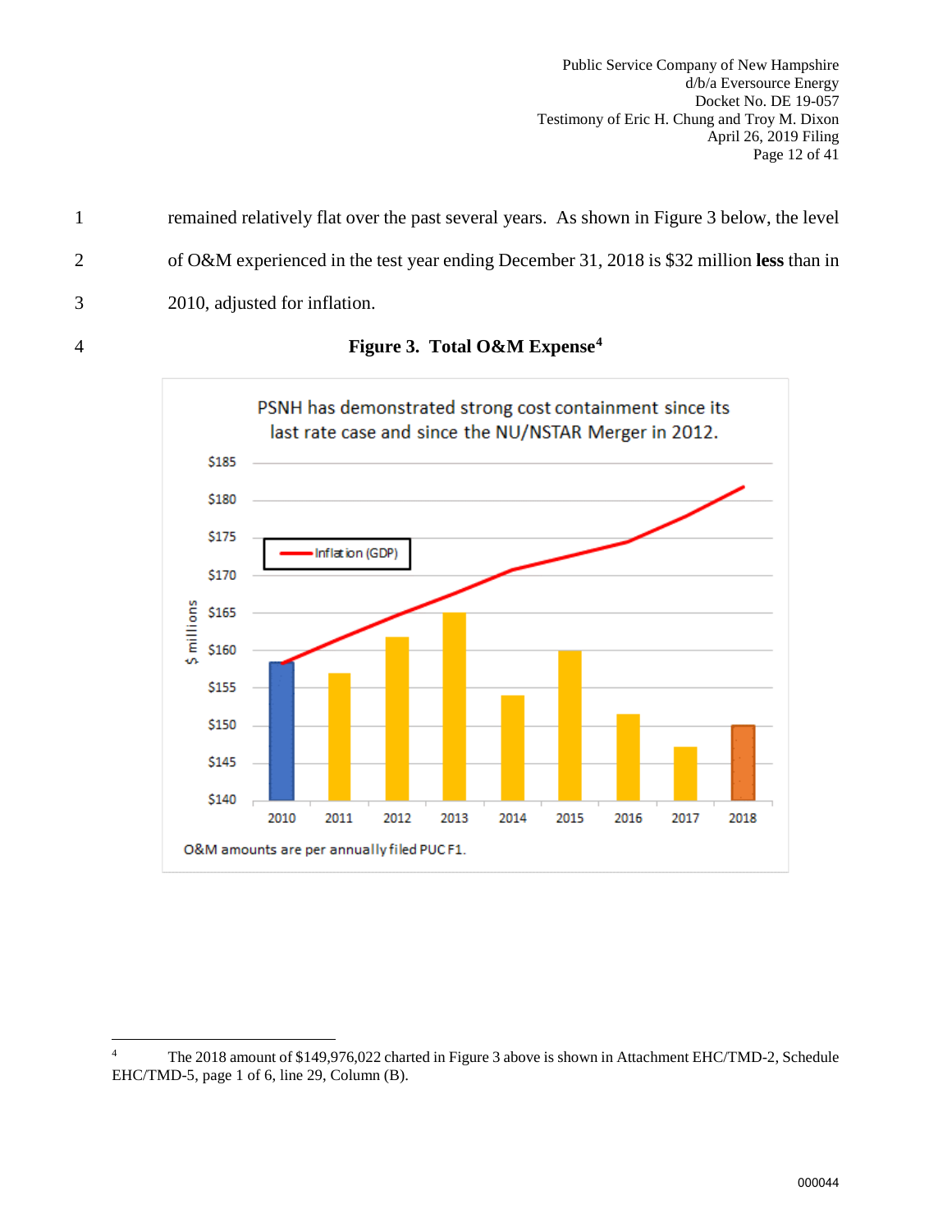remained relatively flat over the past several years. As shown in Figure 3 below, the level of O&M experienced in the test year ending December 31, 2018 is $32 million **less** than in 2010, adjusted for inflation.

**Figure 3. Total O&M Expense**[4]

PSNH has demonstrated strong cost containment since its last rate case and since the NU/NSTAR Merger in 2012.

O&M amounts are per annually filed PUC F1.

---

[4] The 2018 amount of $149,976,022 charted in Figure 3 above is shown in Attachment EHC/TMD-2, Schedule EHC/TMD-5, page 1 of 6, line 29, Column (B).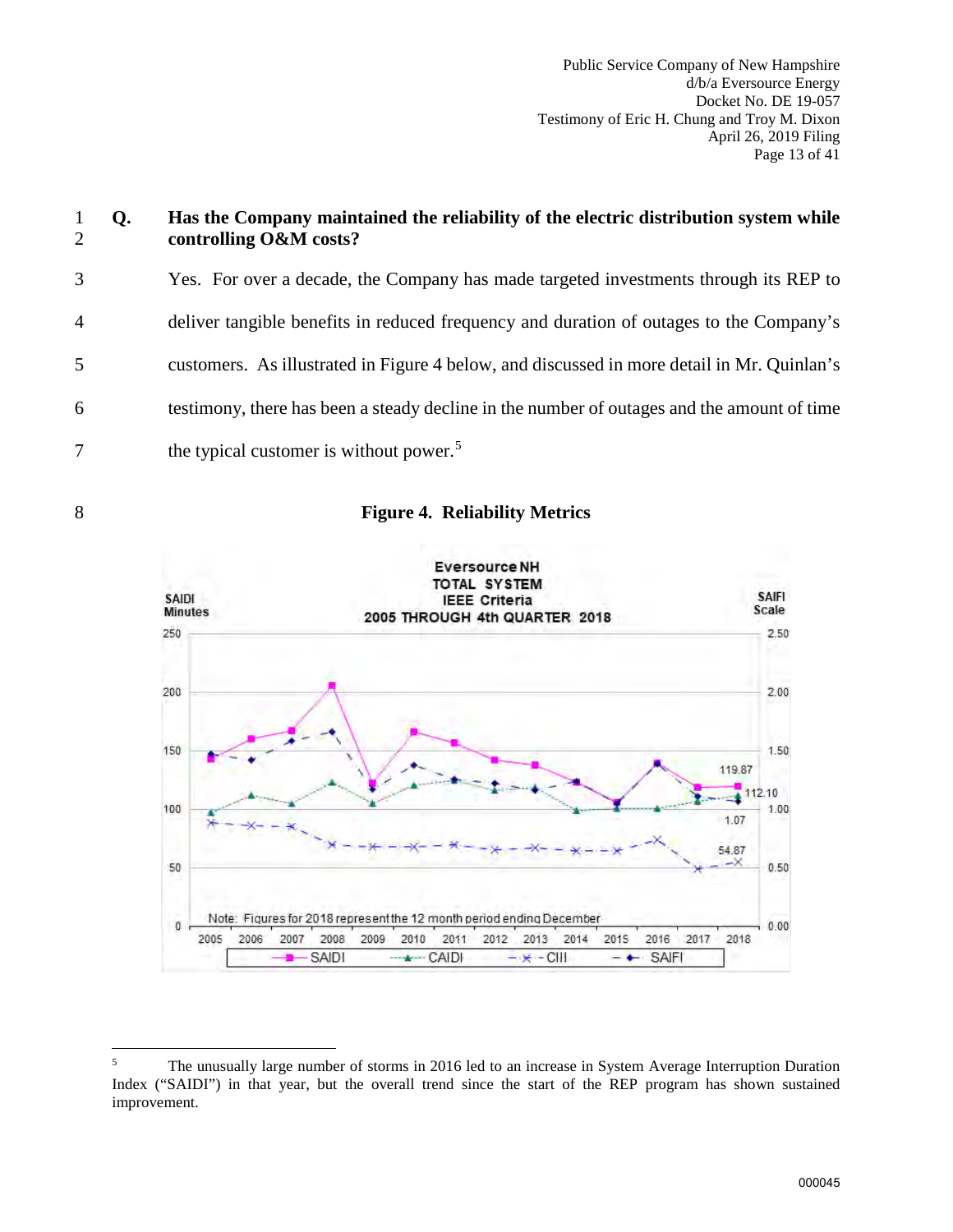**Q. Has the Company maintained the reliability of the electric distribution system while controlling O&M costs?**

Yes. For over a decade, the Company has made targeted investments through its REP to deliver tangible benefits in reduced frequency and duration of outages to the Company's customers. As illustrated in Figure 4 below, and discussed in more detail in Mr. Quinlan's testimony, there has been a steady decline in the number of outages and the amount of time the typical customer is without power.[5]

**Figure 4. Reliability Metrics**

Eversource NH
TOTAL SYSTEM
IEEE Criteria
2005 THROUGH 4th QUARTER 2018

SAIDI Minutes | SAIFI Scale

119.87 | 112.10 | 1.07 | 54.87

Note: Figures for 2018 represent the 12 month period ending December

SAIDI | CAIDI | CIII | SAIFI

---

[5] The unusually large number of storms in 2016 led to an increase in System Average Interruption Duration Index ("SAIDI") in that year, but the overall trend since the start of the REP program has shown sustained improvement.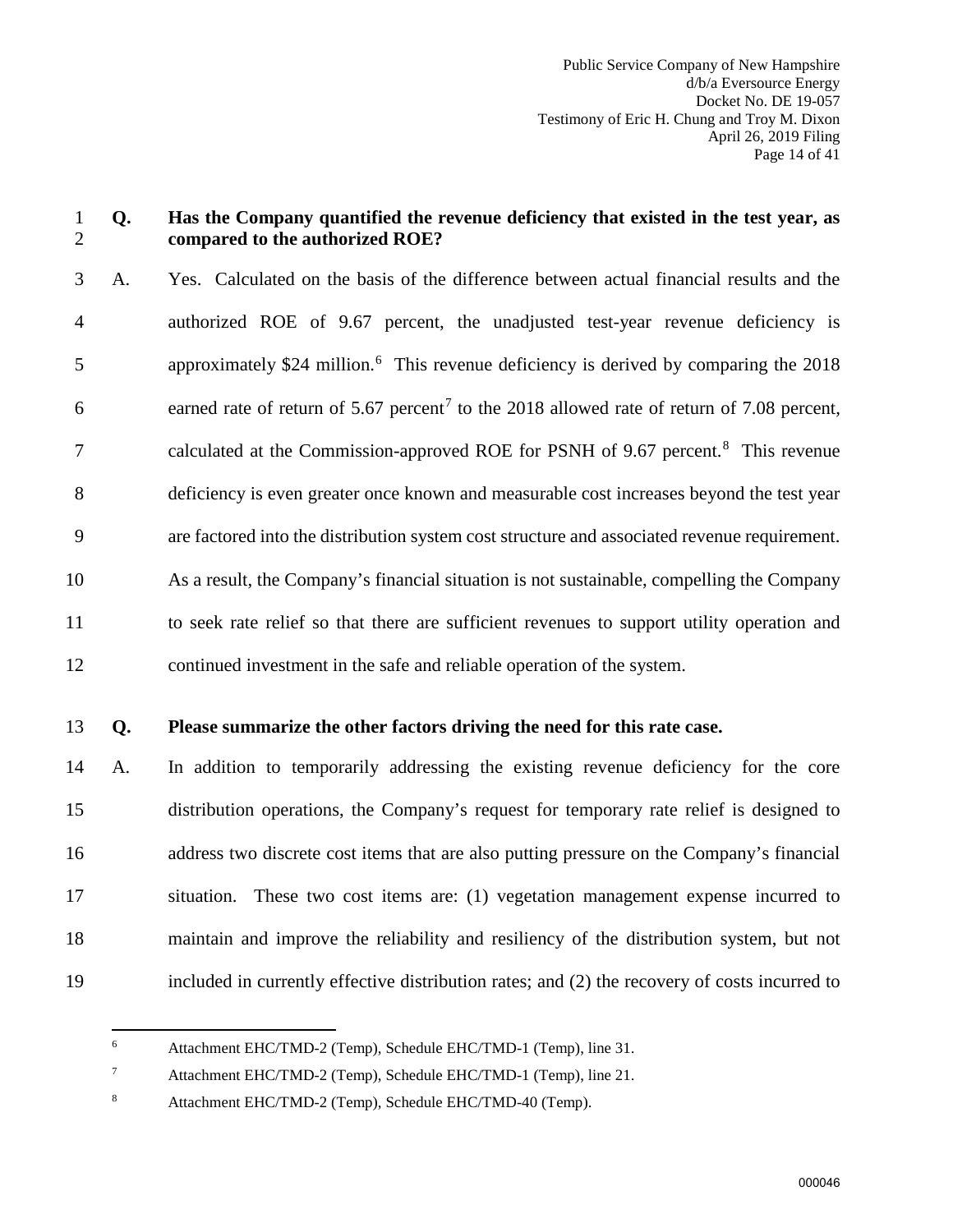**Q. Has the Company quantified the revenue deficiency that existed in the test year, as compared to the authorized ROE?**

A. Yes. Calculated on the basis of the difference between actual financial results and the authorized ROE of 9.67 percent, the unadjusted test-year revenue deficiency is approximately $24 million.[6] This revenue deficiency is derived by comparing the 2018 earned rate of return of 5.67 percent[7] to the 2018 allowed rate of return of 7.08 percent, calculated at the Commission-approved ROE for PSNH of 9.67 percent.[8] This revenue deficiency is even greater once known and measurable cost increases beyond the test year are factored into the distribution system cost structure and associated revenue requirement. As a result, the Company's financial situation is not sustainable, compelling the Company to seek rate relief so that there are sufficient revenues to support utility operation and continued investment in the safe and reliable operation of the system.

**Q. Please summarize the other factors driving the need for this rate case.**

A. In addition to temporarily addressing the existing revenue deficiency for the core distribution operations, the Company's request for temporary rate relief is designed to address two discrete cost items that are also putting pressure on the Company's financial situation. These two cost items are: (1) vegetation management expense incurred to maintain and improve the reliability and resiliency of the distribution system, but not included in currently effective distribution rates; and (2) the recovery of costs incurred to

---

[6] Attachment EHC/TMD-2 (Temp), Schedule EHC/TMD-1 (Temp), line 31.

[7] Attachment EHC/TMD-2 (Temp), Schedule EHC/TMD-1 (Temp), line 21.

[8] Attachment EHC/TMD-2 (Temp), Schedule EHC/TMD-40 (Temp).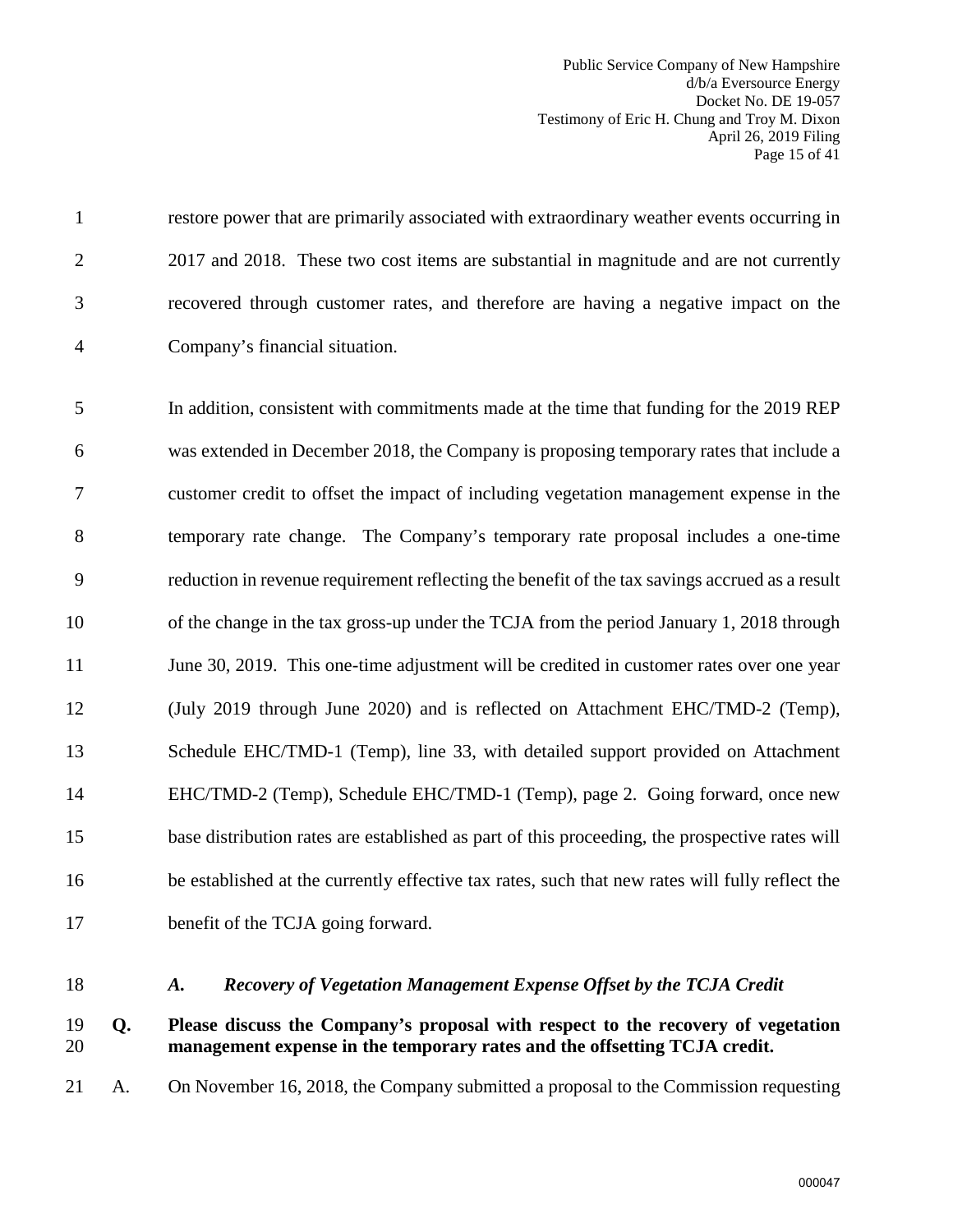restore power that are primarily associated with extraordinary weather events occurring in 2017 and 2018. These two cost items are substantial in magnitude and are not currently recovered through customer rates, and therefore are having a negative impact on the Company's financial situation.

In addition, consistent with commitments made at the time that funding for the 2019 REP was extended in December 2018, the Company is proposing temporary rates that include a customer credit to offset the impact of including vegetation management expense in the temporary rate change. The Company's temporary rate proposal includes a one-time reduction in revenue requirement reflecting the benefit of the tax savings accrued as a result of the change in the tax gross-up under the TCJA from the period January 1, 2018 through June 30, 2019. This one-time adjustment will be credited in customer rates over one year (July 2019 through June 2020) and is reflected on Attachment EHC/TMD-2 (Temp), Schedule EHC/TMD-1 (Temp), line 33, with detailed support provided on Attachment EHC/TMD-2 (Temp), Schedule EHC/TMD-1 (Temp), page 2. Going forward, once new base distribution rates are established as part of this proceeding, the prospective rates will be established at the currently effective tax rates, such that new rates will fully reflect the benefit of the TCJA going forward.

### *A. Recovery of Vegetation Management Expense Offset by the TCJA Credit*

**Q. Please discuss the Company's proposal with respect to the recovery of vegetation management expense in the temporary rates and the offsetting TCJA credit.**

A. On November 16, 2018, the Company submitted a proposal to the Commission requesting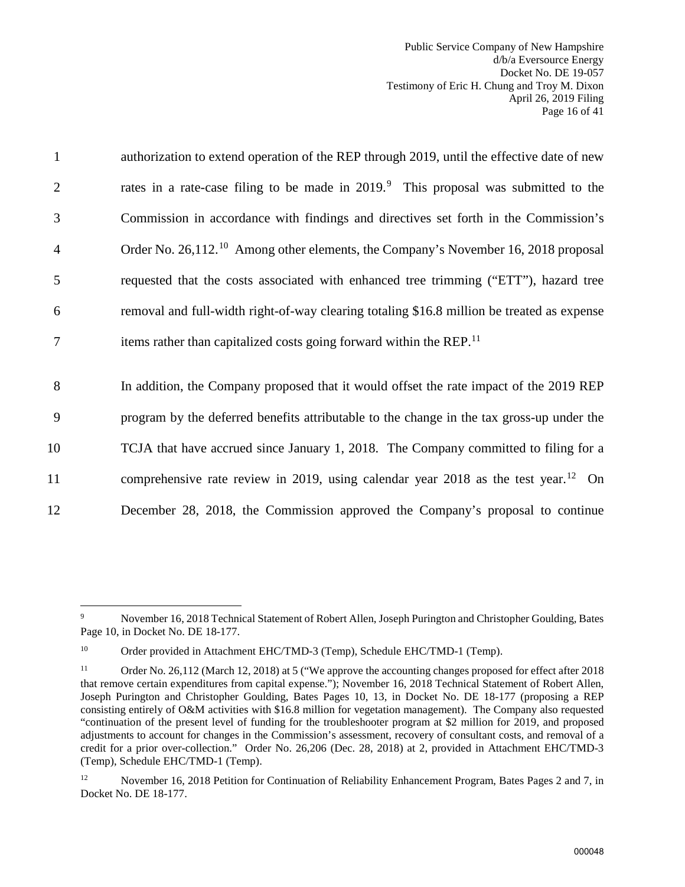authorization to extend operation of the REP through 2019, until the effective date of new rates in a rate-case filing to be made in 2019.[9] This proposal was submitted to the Commission in accordance with findings and directives set forth in the Commission's Order No. 26,112.[10] Among other elements, the Company's November 16, 2018 proposal requested that the costs associated with enhanced tree trimming ("ETT"), hazard tree removal and full-width right-of-way clearing totaling $16.8 million be treated as expense items rather than capitalized costs going forward within the REP.[11]

In addition, the Company proposed that it would offset the rate impact of the 2019 REP program by the deferred benefits attributable to the change in the tax gross-up under the TCJA that have accrued since January 1, 2018. The Company committed to filing for a comprehensive rate review in 2019, using calendar year 2018 as the test year.[12] On December 28, 2018, the Commission approved the Company's proposal to continue

---

[9] November 16, 2018 Technical Statement of Robert Allen, Joseph Purington and Christopher Goulding, Bates Page 10, in Docket No. DE 18-177.

[10] Order provided in Attachment EHC/TMD-3 (Temp), Schedule EHC/TMD-1 (Temp).

[11] Order No. 26,112 (March 12, 2018) at 5 ("We approve the accounting changes proposed for effect after 2018 that remove certain expenditures from capital expense."); November 16, 2018 Technical Statement of Robert Allen, Joseph Purington and Christopher Goulding, Bates Pages 10, 13, in Docket No. DE 18-177 (proposing a REP consisting entirely of O&M activities with $16.8 million for vegetation management). The Company also requested "continuation of the present level of funding for the troubleshooter program at $2 million for 2019, and proposed adjustments to account for changes in the Commission's assessment, recovery of consultant costs, and removal of a credit for a prior over-collection." Order No. 26,206 (Dec. 28, 2018) at 2, provided in Attachment EHC/TMD-3 (Temp), Schedule EHC/TMD-1 (Temp).

[12] November 16, 2018 Petition for Continuation of Reliability Enhancement Program, Bates Pages 2 and 7, in Docket No. DE 18-177.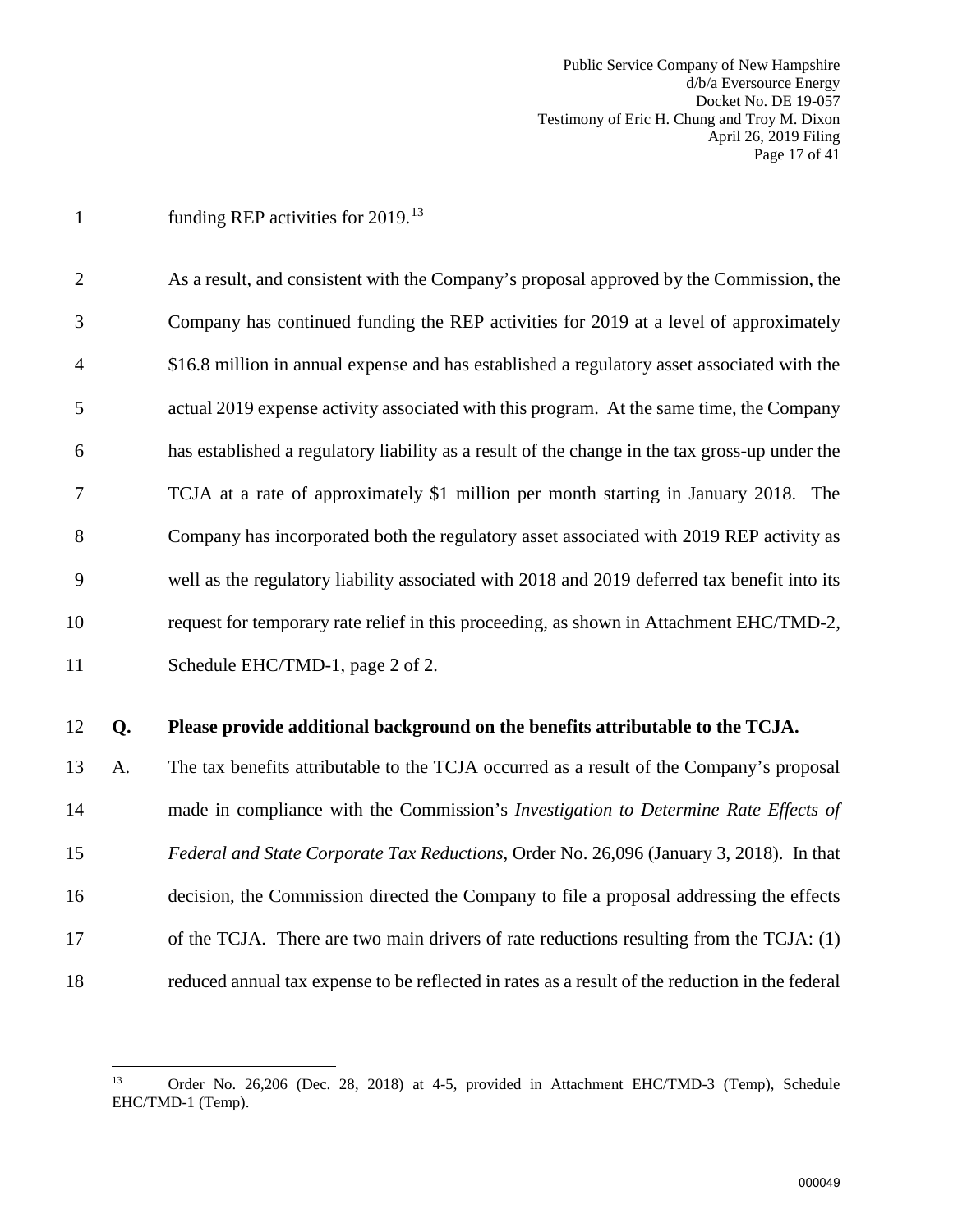funding REP activities for 2019.[13]

As a result, and consistent with the Company's proposal approved by the Commission, the Company has continued funding the REP activities for 2019 at a level of approximately $16.8 million in annual expense and has established a regulatory asset associated with the actual 2019 expense activity associated with this program. At the same time, the Company has established a regulatory liability as a result of the change in the tax gross-up under the TCJA at a rate of approximately $1 million per month starting in January 2018. The Company has incorporated both the regulatory asset associated with 2019 REP activity as well as the regulatory liability associated with 2018 and 2019 deferred tax benefit into its request for temporary rate relief in this proceeding, as shown in Attachment EHC/TMD-2, Schedule EHC/TMD-1, page 2 of 2.

**Q. Please provide additional background on the benefits attributable to the TCJA.**

A. The tax benefits attributable to the TCJA occurred as a result of the Company's proposal made in compliance with the Commission's *Investigation to Determine Rate Effects of Federal and State Corporate Tax Reductions*, Order No. 26,096 (January 3, 2018). In that decision, the Commission directed the Company to file a proposal addressing the effects of the TCJA. There are two main drivers of rate reductions resulting from the TCJA: (1) reduced annual tax expense to be reflected in rates as a result of the reduction in the federal

---

[13] Order No. 26,206 (Dec. 28, 2018) at 4-5, provided in Attachment EHC/TMD-3 (Temp), Schedule EHC/TMD-1 (Temp).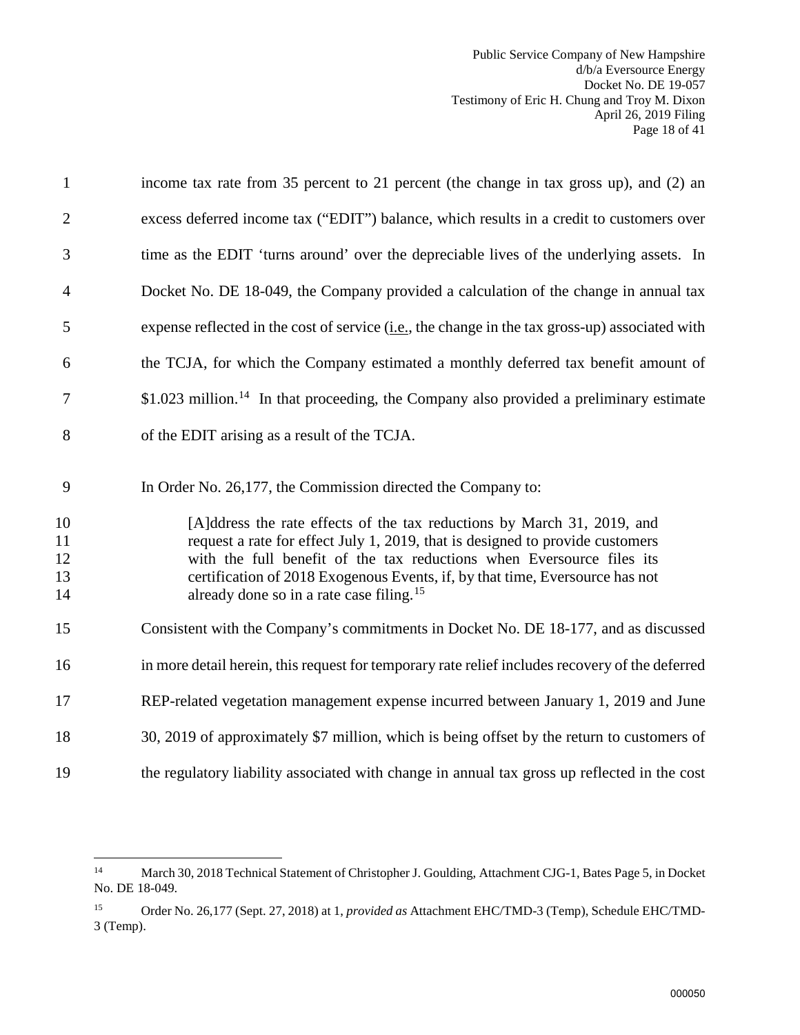income tax rate from 35 percent to 21 percent (the change in tax gross up), and (2) an excess deferred income tax ("EDIT") balance, which results in a credit to customers over time as the EDIT 'turns around' over the depreciable lives of the underlying assets. In Docket No. DE 18-049, the Company provided a calculation of the change in annual tax expense reflected in the cost of service (i.e., the change in the tax gross-up) associated with the TCJA, for which the Company estimated a monthly deferred tax benefit amount of \$1.023 million.[14] In that proceeding, the Company also provided a preliminary estimate of the EDIT arising as a result of the TCJA.

In Order No. 26,177, the Commission directed the Company to:

> [A]ddress the rate effects of the tax reductions by March 31, 2019, and request a rate for effect July 1, 2019, that is designed to provide customers with the full benefit of the tax reductions when Eversource files its certification of 2018 Exogenous Events, if, by that time, Eversource has not already done so in a rate case filing.[15]

Consistent with the Company's commitments in Docket No. DE 18-177, and as discussed in more detail herein, this request for temporary rate relief includes recovery of the deferred REP-related vegetation management expense incurred between January 1, 2019 and June 30, 2019 of approximately \$7 million, which is being offset by the return to customers of the regulatory liability associated with change in annual tax gross up reflected in the cost

---

[14] March 30, 2018 Technical Statement of Christopher J. Goulding, Attachment CJG-1, Bates Page 5, in Docket No. DE 18-049.

[15] Order No. 26,177 (Sept. 27, 2018) at 1, *provided as* Attachment EHC/TMD-3 (Temp), Schedule EHC/TMD-3 (Temp).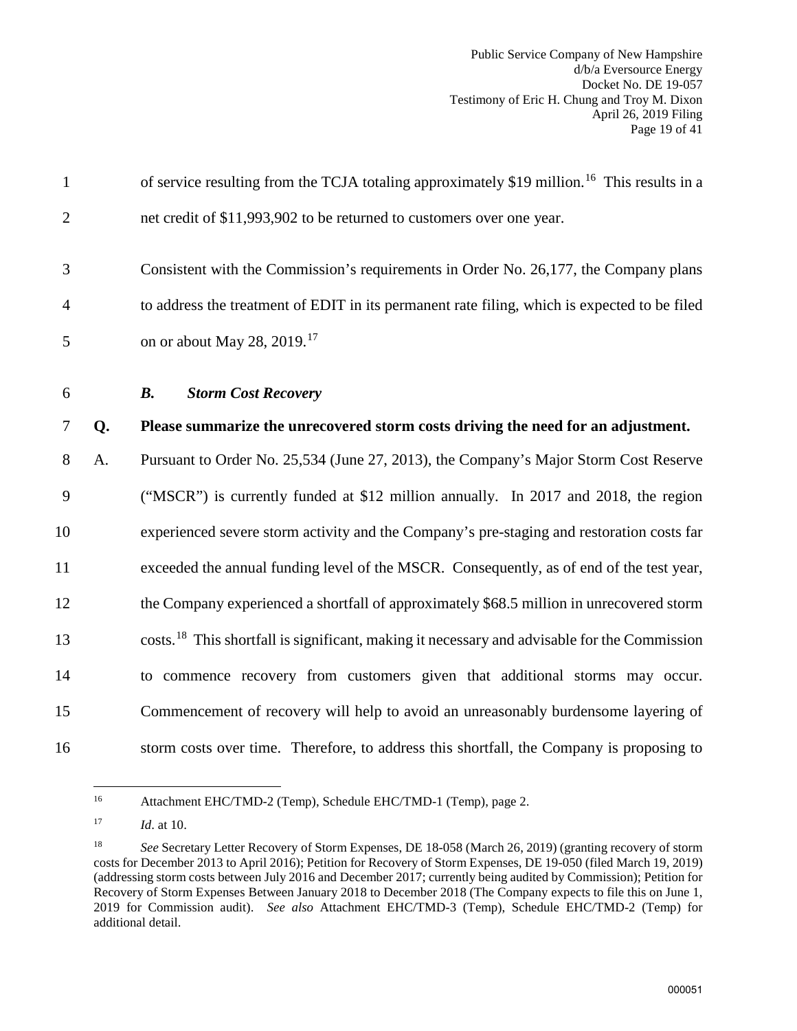of service resulting from the TCJA totaling approximately $19 million.[16] This results in a net credit of $11,993,902 to be returned to customers over one year.

Consistent with the Commission's requirements in Order No. 26,177, the Company plans to address the treatment of EDIT in its permanent rate filing, which is expected to be filed on or about May 28, 2019.[17]

### *B. Storm Cost Recovery*

**Q. Please summarize the unrecovered storm costs driving the need for an adjustment.**

A. Pursuant to Order No. 25,534 (June 27, 2013), the Company's Major Storm Cost Reserve ("MSCR") is currently funded at $12 million annually. In 2017 and 2018, the region experienced severe storm activity and the Company's pre-staging and restoration costs far exceeded the annual funding level of the MSCR. Consequently, as of end of the test year, the Company experienced a shortfall of approximately $68.5 million in unrecovered storm costs.[18] This shortfall is significant, making it necessary and advisable for the Commission to commence recovery from customers given that additional storms may occur. Commencement of recovery will help to avoid an unreasonably burdensome layering of storm costs over time. Therefore, to address this shortfall, the Company is proposing to

---

[16] Attachment EHC/TMD-2 (Temp), Schedule EHC/TMD-1 (Temp), page 2.

[17] *Id*. at 10.

[18] *See* Secretary Letter Recovery of Storm Expenses, DE 18-058 (March 26, 2019) (granting recovery of storm costs for December 2013 to April 2016); Petition for Recovery of Storm Expenses, DE 19-050 (filed March 19, 2019) (addressing storm costs between July 2016 and December 2017; currently being audited by Commission); Petition for Recovery of Storm Expenses Between January 2018 to December 2018 (The Company expects to file this on June 1, 2019 for Commission audit). *See also* Attachment EHC/TMD-3 (Temp), Schedule EHC/TMD-2 (Temp) for additional detail.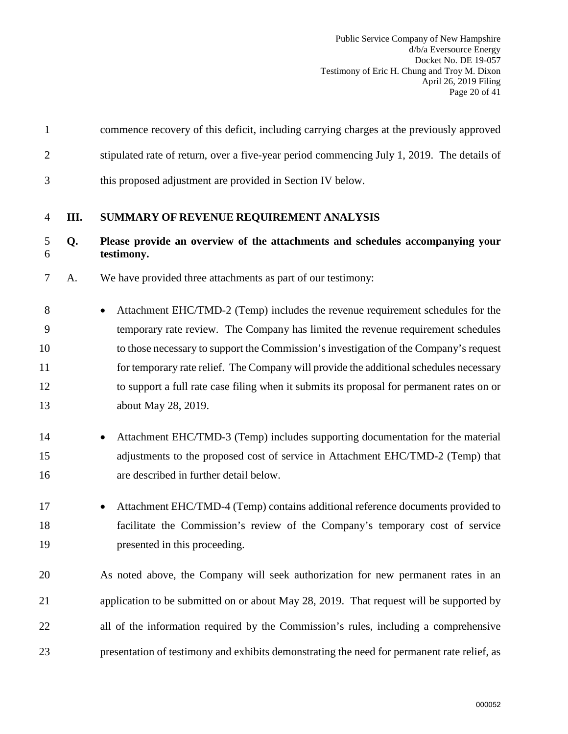commence recovery of this deficit, including carrying charges at the previously approved stipulated rate of return, over a five-year period commencing July 1, 2019. The details of this proposed adjustment are provided in Section IV below.

## III. SUMMARY OF REVENUE REQUIREMENT ANALYSIS

**Q. Please provide an overview of the attachments and schedules accompanying your testimony.**

A. We have provided three attachments as part of our testimony:

- Attachment EHC/TMD-2 (Temp) includes the revenue requirement schedules for the temporary rate review. The Company has limited the revenue requirement schedules to those necessary to support the Commission's investigation of the Company's request for temporary rate relief. The Company will provide the additional schedules necessary to support a full rate case filing when it submits its proposal for permanent rates on or about May 28, 2019.

- Attachment EHC/TMD-3 (Temp) includes supporting documentation for the material adjustments to the proposed cost of service in Attachment EHC/TMD-2 (Temp) that are described in further detail below.

- Attachment EHC/TMD-4 (Temp) contains additional reference documents provided to facilitate the Commission's review of the Company's temporary cost of service presented in this proceeding.

As noted above, the Company will seek authorization for new permanent rates in an application to be submitted on or about May 28, 2019. That request will be supported by all of the information required by the Commission's rules, including a comprehensive presentation of testimony and exhibits demonstrating the need for permanent rate relief, as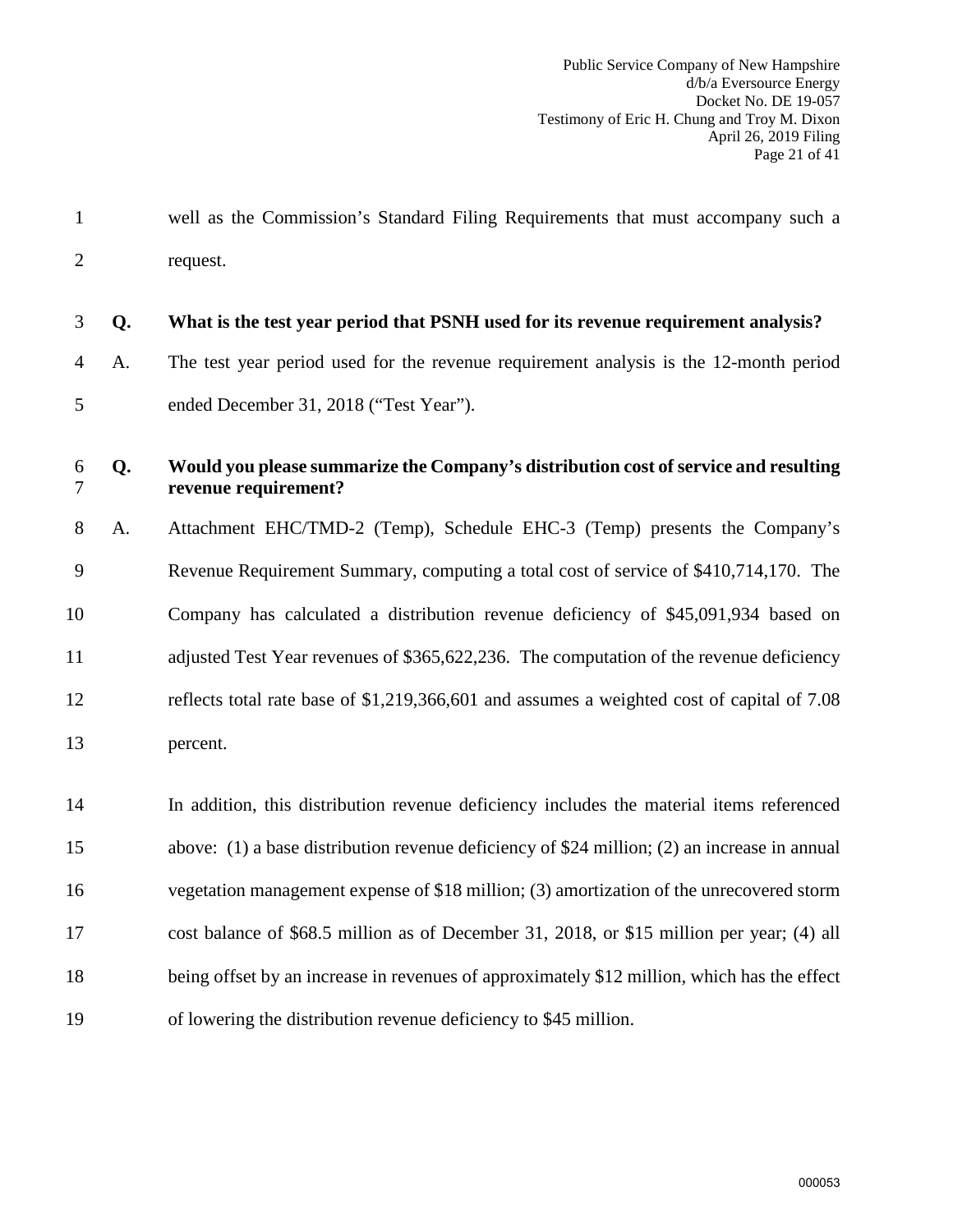well as the Commission's Standard Filing Requirements that must accompany such a request.

**Q. What is the test year period that PSNH used for its revenue requirement analysis?**

A. The test year period used for the revenue requirement analysis is the 12-month period ended December 31, 2018 ("Test Year").

**Q. Would you please summarize the Company's distribution cost of service and resulting revenue requirement?**

A. Attachment EHC/TMD-2 (Temp), Schedule EHC-3 (Temp) presents the Company's Revenue Requirement Summary, computing a total cost of service of $410,714,170. The Company has calculated a distribution revenue deficiency of $45,091,934 based on adjusted Test Year revenues of $365,622,236. The computation of the revenue deficiency reflects total rate base of $1,219,366,601 and assumes a weighted cost of capital of 7.08 percent.

In addition, this distribution revenue deficiency includes the material items referenced above: (1) a base distribution revenue deficiency of $24 million; (2) an increase in annual vegetation management expense of $18 million; (3) amortization of the unrecovered storm cost balance of $68.5 million as of December 31, 2018, or $15 million per year; (4) all being offset by an increase in revenues of approximately $12 million, which has the effect of lowering the distribution revenue deficiency to $45 million.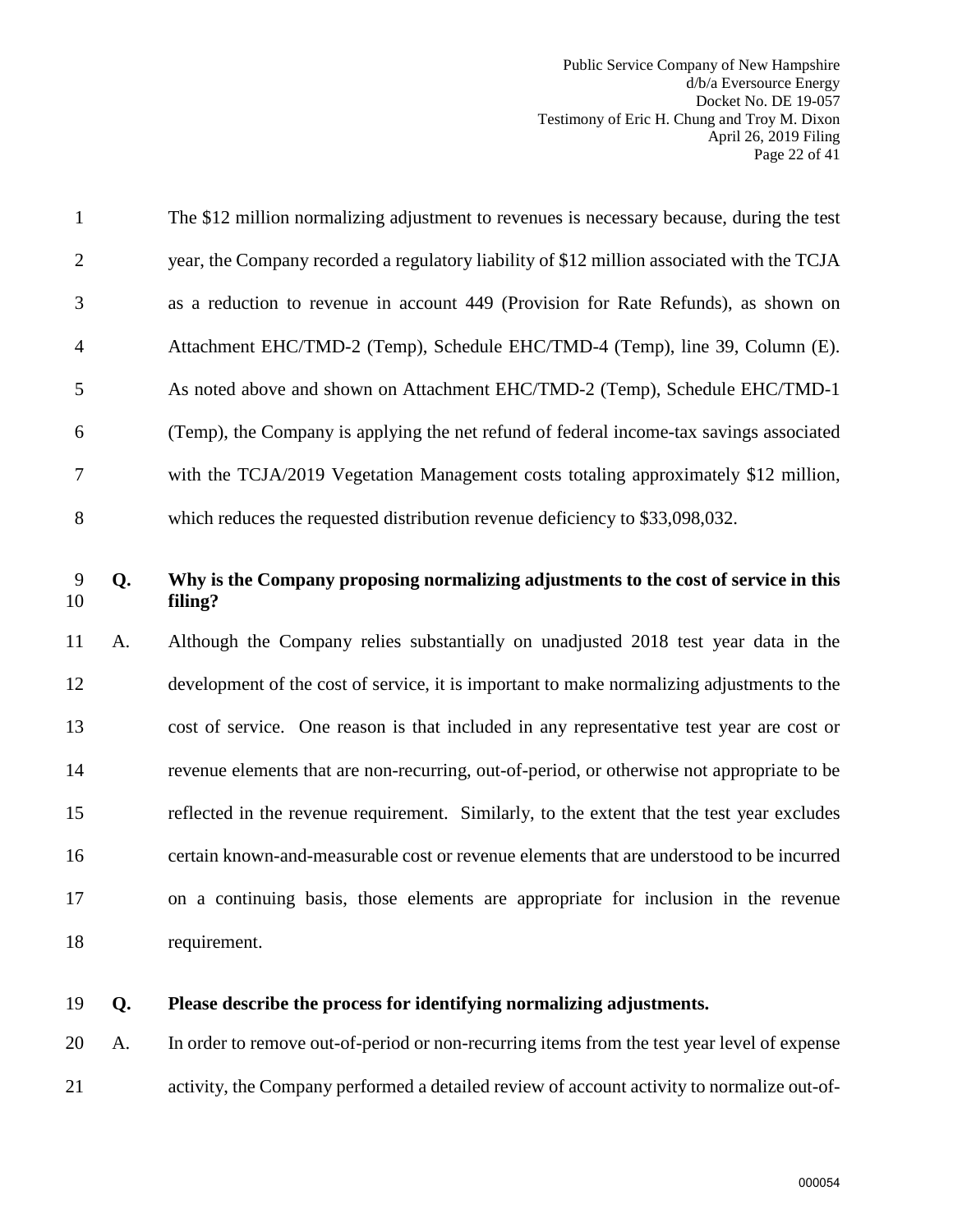The $12 million normalizing adjustment to revenues is necessary because, during the test year, the Company recorded a regulatory liability of $12 million associated with the TCJA as a reduction to revenue in account 449 (Provision for Rate Refunds), as shown on Attachment EHC/TMD-2 (Temp), Schedule EHC/TMD-4 (Temp), line 39, Column (E). As noted above and shown on Attachment EHC/TMD-2 (Temp), Schedule EHC/TMD-1 (Temp), the Company is applying the net refund of federal income-tax savings associated with the TCJA/2019 Vegetation Management costs totaling approximately $12 million, which reduces the requested distribution revenue deficiency to $33,098,032.

**Q. Why is the Company proposing normalizing adjustments to the cost of service in this filing?**

A. Although the Company relies substantially on unadjusted 2018 test year data in the development of the cost of service, it is important to make normalizing adjustments to the cost of service. One reason is that included in any representative test year are cost or revenue elements that are non-recurring, out-of-period, or otherwise not appropriate to be reflected in the revenue requirement. Similarly, to the extent that the test year excludes certain known-and-measurable cost or revenue elements that are understood to be incurred on a continuing basis, those elements are appropriate for inclusion in the revenue requirement.

**Q. Please describe the process for identifying normalizing adjustments.**

A. In order to remove out-of-period or non-recurring items from the test year level of expense activity, the Company performed a detailed review of account activity to normalize out-of-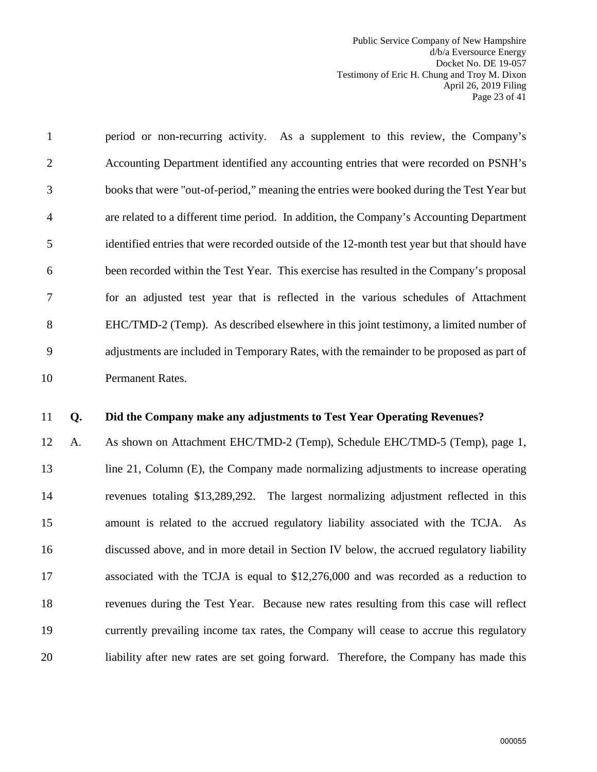period or non-recurring activity. As a supplement to this review, the Company's Accounting Department identified any accounting entries that were recorded on PSNH's books that were "out-of-period," meaning the entries were booked during the Test Year but are related to a different time period. In addition, the Company's Accounting Department identified entries that were recorded outside of the 12-month test year but that should have been recorded within the Test Year. This exercise has resulted in the Company's proposal for an adjusted test year that is reflected in the various schedules of Attachment EHC/TMD-2 (Temp). As described elsewhere in this joint testimony, a limited number of adjustments are included in Temporary Rates, with the remainder to be proposed as part of Permanent Rates.

**Q. Did the Company make any adjustments to Test Year Operating Revenues?**

A. As shown on Attachment EHC/TMD-2 (Temp), Schedule EHC/TMD-5 (Temp), page 1, line 21, Column (E), the Company made normalizing adjustments to increase operating revenues totaling $13,289,292. The largest normalizing adjustment reflected in this amount is related to the accrued regulatory liability associated with the TCJA. As discussed above, and in more detail in Section IV below, the accrued regulatory liability associated with the TCJA is equal to $12,276,000 and was recorded as a reduction to revenues during the Test Year. Because new rates resulting from this case will reflect currently prevailing income tax rates, the Company will cease to accrue this regulatory liability after new rates are set going forward. Therefore, the Company has made this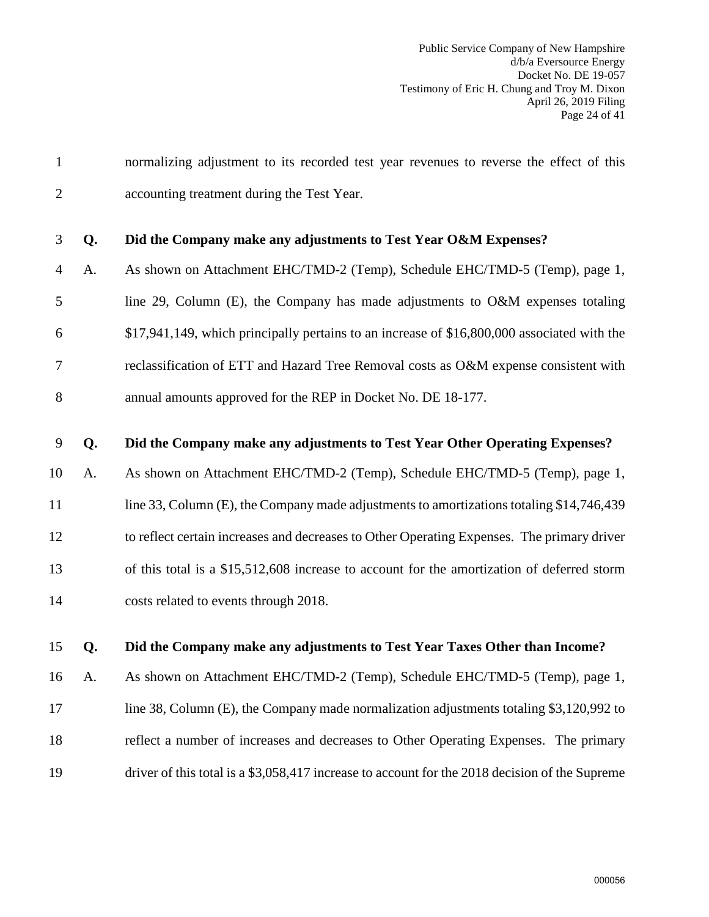normalizing adjustment to its recorded test year revenues to reverse the effect of this accounting treatment during the Test Year.

**Q. Did the Company make any adjustments to Test Year O&M Expenses?**

A. As shown on Attachment EHC/TMD-2 (Temp), Schedule EHC/TMD-5 (Temp), page 1, line 29, Column (E), the Company has made adjustments to O&M expenses totaling $17,941,149, which principally pertains to an increase of $16,800,000 associated with the reclassification of ETT and Hazard Tree Removal costs as O&M expense consistent with annual amounts approved for the REP in Docket No. DE 18-177.

**Q. Did the Company make any adjustments to Test Year Other Operating Expenses?**

A. As shown on Attachment EHC/TMD-2 (Temp), Schedule EHC/TMD-5 (Temp), page 1, line 33, Column (E), the Company made adjustments to amortizations totaling $14,746,439 to reflect certain increases and decreases to Other Operating Expenses. The primary driver of this total is a $15,512,608 increase to account for the amortization of deferred storm costs related to events through 2018.

**Q. Did the Company make any adjustments to Test Year Taxes Other than Income?**

A. As shown on Attachment EHC/TMD-2 (Temp), Schedule EHC/TMD-5 (Temp), page 1, line 38, Column (E), the Company made normalization adjustments totaling $3,120,992 to reflect a number of increases and decreases to Other Operating Expenses. The primary driver of this total is a $3,058,417 increase to account for the 2018 decision of the Supreme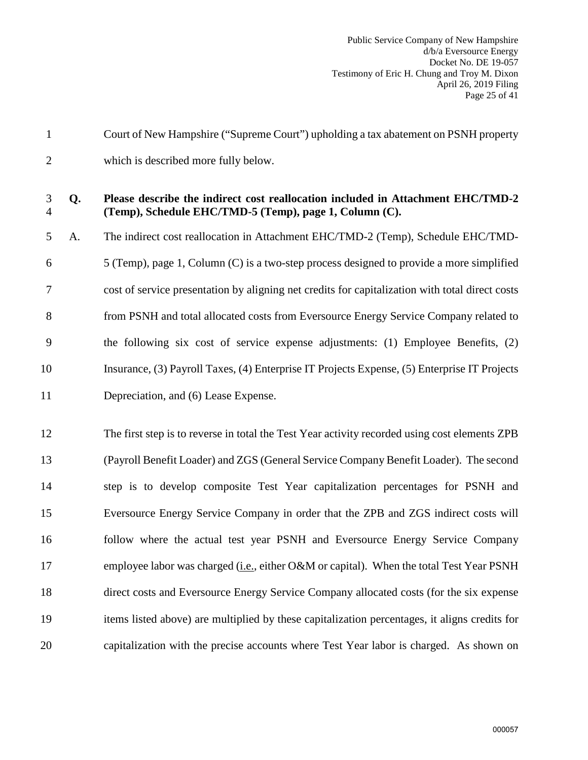Court of New Hampshire ("Supreme Court") upholding a tax abatement on PSNH property which is described more fully below.

**Q. Please describe the indirect cost reallocation included in Attachment EHC/TMD-2 (Temp), Schedule EHC/TMD-5 (Temp), page 1, Column (C).**

A. The indirect cost reallocation in Attachment EHC/TMD-2 (Temp), Schedule EHC/TMD-5 (Temp), page 1, Column (C) is a two-step process designed to provide a more simplified cost of service presentation by aligning net credits for capitalization with total direct costs from PSNH and total allocated costs from Eversource Energy Service Company related to the following six cost of service expense adjustments: (1) Employee Benefits, (2) Insurance, (3) Payroll Taxes, (4) Enterprise IT Projects Expense, (5) Enterprise IT Projects Depreciation, and (6) Lease Expense.

The first step is to reverse in total the Test Year activity recorded using cost elements ZPB (Payroll Benefit Loader) and ZGS (General Service Company Benefit Loader). The second step is to develop composite Test Year capitalization percentages for PSNH and Eversource Energy Service Company in order that the ZPB and ZGS indirect costs will follow where the actual test year PSNH and Eversource Energy Service Company employee labor was charged (i.e., either O&M or capital). When the total Test Year PSNH direct costs and Eversource Energy Service Company allocated costs (for the six expense items listed above) are multiplied by these capitalization percentages, it aligns credits for capitalization with the precise accounts where Test Year labor is charged. As shown on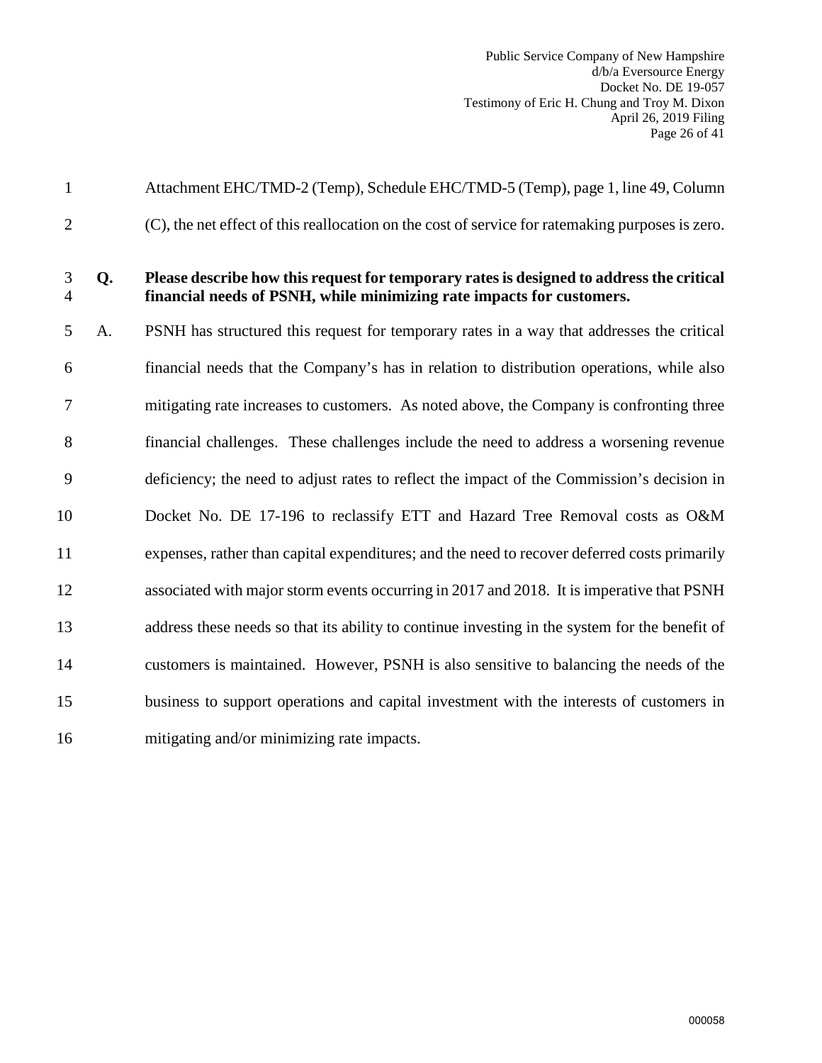Attachment EHC/TMD-2 (Temp), Schedule EHC/TMD-5 (Temp), page 1, line 49, Column (C), the net effect of this reallocation on the cost of service for ratemaking purposes is zero.

**Q. Please describe how this request for temporary rates is designed to address the critical financial needs of PSNH, while minimizing rate impacts for customers.**

A. PSNH has structured this request for temporary rates in a way that addresses the critical financial needs that the Company's has in relation to distribution operations, while also mitigating rate increases to customers. As noted above, the Company is confronting three financial challenges. These challenges include the need to address a worsening revenue deficiency; the need to adjust rates to reflect the impact of the Commission's decision in Docket No. DE 17-196 to reclassify ETT and Hazard Tree Removal costs as O&M expenses, rather than capital expenditures; and the need to recover deferred costs primarily associated with major storm events occurring in 2017 and 2018. It is imperative that PSNH address these needs so that its ability to continue investing in the system for the benefit of customers is maintained. However, PSNH is also sensitive to balancing the needs of the business to support operations and capital investment with the interests of customers in mitigating and/or minimizing rate impacts.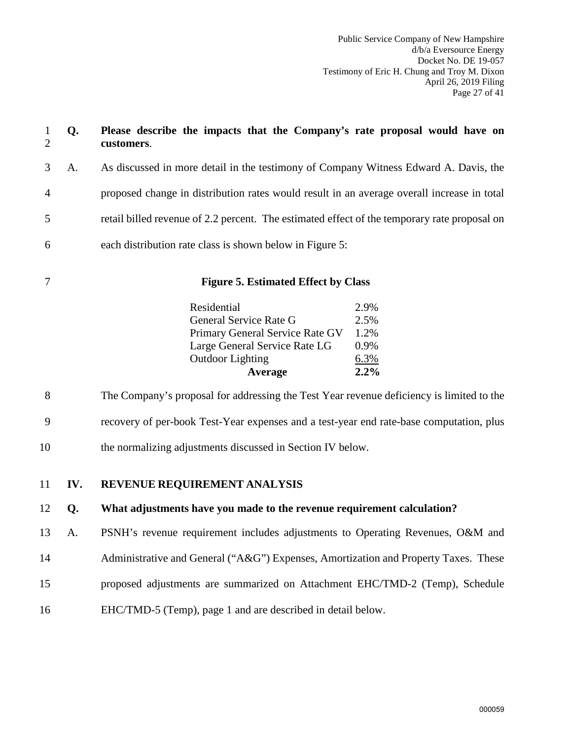**Q. Please describe the impacts that the Company's rate proposal would have on customers.**

A. As discussed in more detail in the testimony of Company Witness Edward A. Davis, the proposed change in distribution rates would result in an average overall increase in total retail billed revenue of 2.2 percent. The estimated effect of the temporary rate proposal on each distribution rate class is shown below in Figure 5:

**Figure 5. Estimated Effect by Class**

| Class | Effect |
|---|---|
| Residential | 2.9% |
| General Service Rate G | 2.5% |
| Primary General Service Rate GV | 1.2% |
| Large General Service Rate LG | 0.9% |
| Outdoor Lighting | 6.3% |
| **Average** | **2.2%** |

The Company's proposal for addressing the Test Year revenue deficiency is limited to the recovery of per-book Test-Year expenses and a test-year end rate-base computation, plus the normalizing adjustments discussed in Section IV below.

## IV. REVENUE REQUIREMENT ANALYSIS

**Q. What adjustments have you made to the revenue requirement calculation?**

A. PSNH's revenue requirement includes adjustments to Operating Revenues, O&M and Administrative and General ("A&G") Expenses, Amortization and Property Taxes. These proposed adjustments are summarized on Attachment EHC/TMD-2 (Temp), Schedule EHC/TMD-5 (Temp), page 1 and are described in detail below.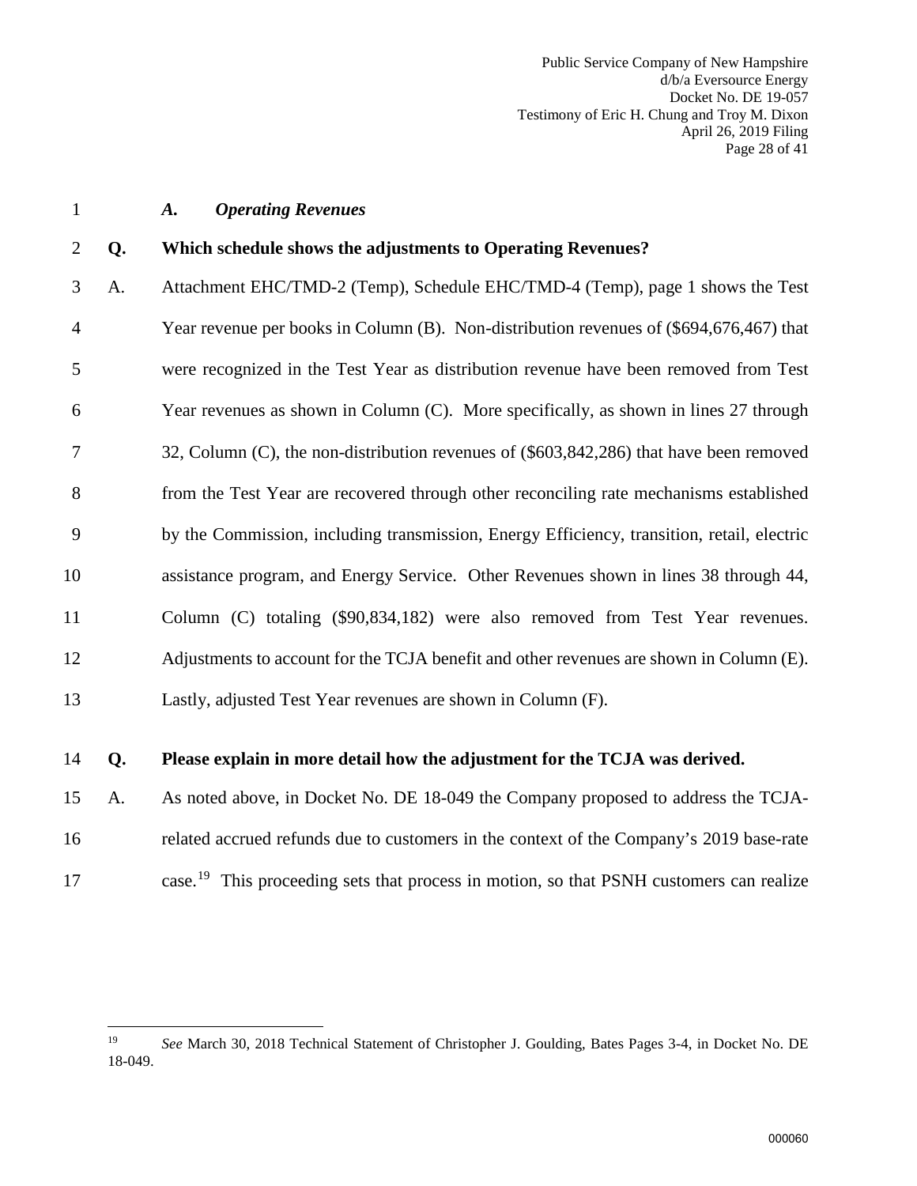### *A. Operating Revenues*

**Q. Which schedule shows the adjustments to Operating Revenues?**

A. Attachment EHC/TMD-2 (Temp), Schedule EHC/TMD-4 (Temp), page 1 shows the Test Year revenue per books in Column (B). Non-distribution revenues of ($694,676,467) that were recognized in the Test Year as distribution revenue have been removed from Test Year revenues as shown in Column (C). More specifically, as shown in lines 27 through 32, Column (C), the non-distribution revenues of ($603,842,286) that have been removed from the Test Year are recovered through other reconciling rate mechanisms established by the Commission, including transmission, Energy Efficiency, transition, retail, electric assistance program, and Energy Service. Other Revenues shown in lines 38 through 44, Column (C) totaling ($90,834,182) were also removed from Test Year revenues. Adjustments to account for the TCJA benefit and other revenues are shown in Column (E). Lastly, adjusted Test Year revenues are shown in Column (F).

**Q. Please explain in more detail how the adjustment for the TCJA was derived.**

A. As noted above, in Docket No. DE 18-049 the Company proposed to address the TCJA-related accrued refunds due to customers in the context of the Company's 2019 base-rate case.[19] This proceeding sets that process in motion, so that PSNH customers can realize

---

[19] *See* March 30, 2018 Technical Statement of Christopher J. Goulding, Bates Pages 3-4, in Docket No. DE 18-049.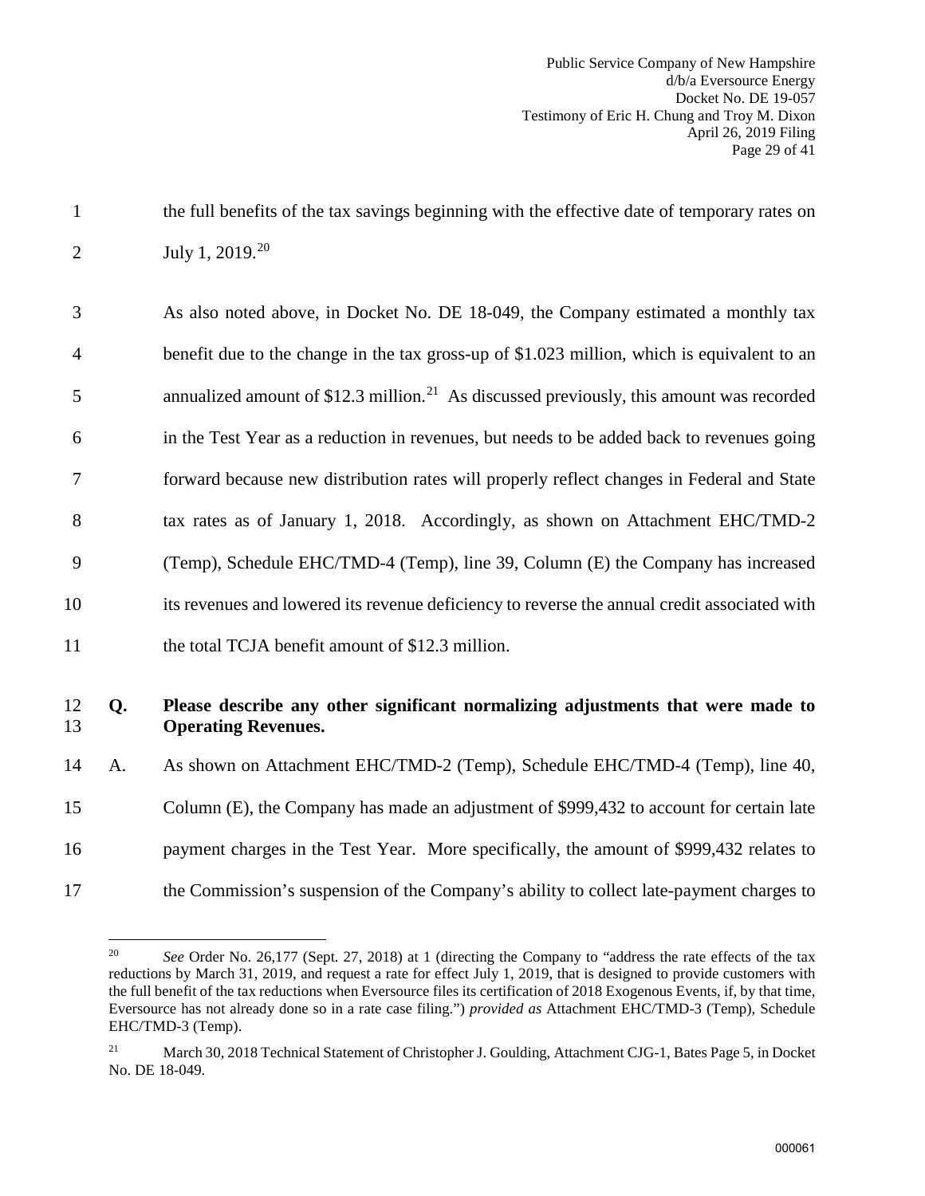the full benefits of the tax savings beginning with the effective date of temporary rates on July 1, 2019.[20]

As also noted above, in Docket No. DE 18-049, the Company estimated a monthly tax benefit due to the change in the tax gross-up of $1.023 million, which is equivalent to an annualized amount of $12.3 million.[21] As discussed previously, this amount was recorded in the Test Year as a reduction in revenues, but needs to be added back to revenues going forward because new distribution rates will properly reflect changes in Federal and State tax rates as of January 1, 2018. Accordingly, as shown on Attachment EHC/TMD-2 (Temp), Schedule EHC/TMD-4 (Temp), line 39, Column (E) the Company has increased its revenues and lowered its revenue deficiency to reverse the annual credit associated with the total TCJA benefit amount of $12.3 million.

**Q. Please describe any other significant normalizing adjustments that were made to Operating Revenues.**

A. As shown on Attachment EHC/TMD-2 (Temp), Schedule EHC/TMD-4 (Temp), line 40, Column (E), the Company has made an adjustment of $999,432 to account for certain late payment charges in the Test Year. More specifically, the amount of $999,432 relates to the Commission's suspension of the Company's ability to collect late-payment charges to

---

[20] *See* Order No. 26,177 (Sept. 27, 2018) at 1 (directing the Company to "address the rate effects of the tax reductions by March 31, 2019, and request a rate for effect July 1, 2019, that is designed to provide customers with the full benefit of the tax reductions when Eversource files its certification of 2018 Exogenous Events, if, by that time, Eversource has not already done so in a rate case filing.") *provided as* Attachment EHC/TMD-3 (Temp), Schedule EHC/TMD-3 (Temp).

[21] March 30, 2018 Technical Statement of Christopher J. Goulding, Attachment CJG-1, Bates Page 5, in Docket No. DE 18-049.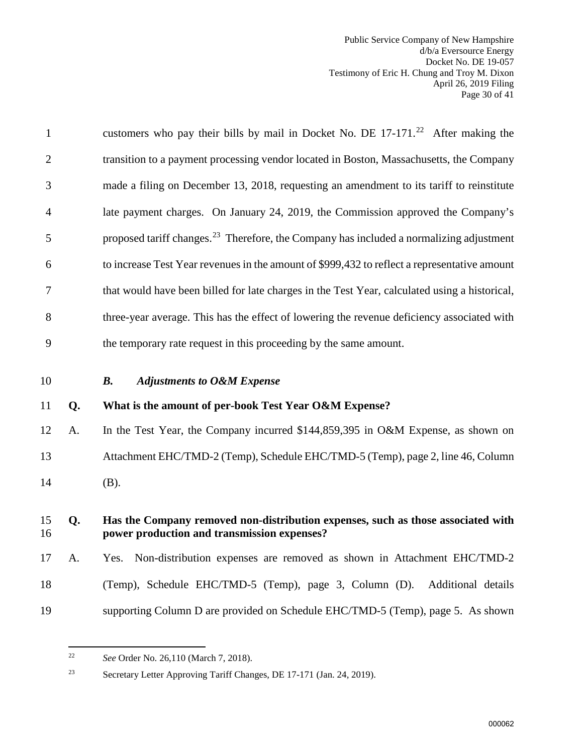customers who pay their bills by mail in Docket No. DE 17-171.[22] After making the transition to a payment processing vendor located in Boston, Massachusetts, the Company made a filing on December 13, 2018, requesting an amendment to its tariff to reinstitute late payment charges. On January 24, 2019, the Commission approved the Company's proposed tariff changes.[23] Therefore, the Company has included a normalizing adjustment to increase Test Year revenues in the amount of $999,432 to reflect a representative amount that would have been billed for late charges in the Test Year, calculated using a historical, three-year average. This has the effect of lowering the revenue deficiency associated with the temporary rate request in this proceeding by the same amount.

### *B. Adjustments to O&M Expense*

**Q. What is the amount of per-book Test Year O&M Expense?**

A. In the Test Year, the Company incurred $144,859,395 in O&M Expense, as shown on Attachment EHC/TMD-2 (Temp), Schedule EHC/TMD-5 (Temp), page 2, line 46, Column (B).

**Q. Has the Company removed non-distribution expenses, such as those associated with power production and transmission expenses?**

A. Yes. Non-distribution expenses are removed as shown in Attachment EHC/TMD-2 (Temp), Schedule EHC/TMD-5 (Temp), page 3, Column (D). Additional details supporting Column D are provided on Schedule EHC/TMD-5 (Temp), page 5. As shown

---

[22] *See* Order No. 26,110 (March 7, 2018).

[23] Secretary Letter Approving Tariff Changes, DE 17-171 (Jan. 24, 2019).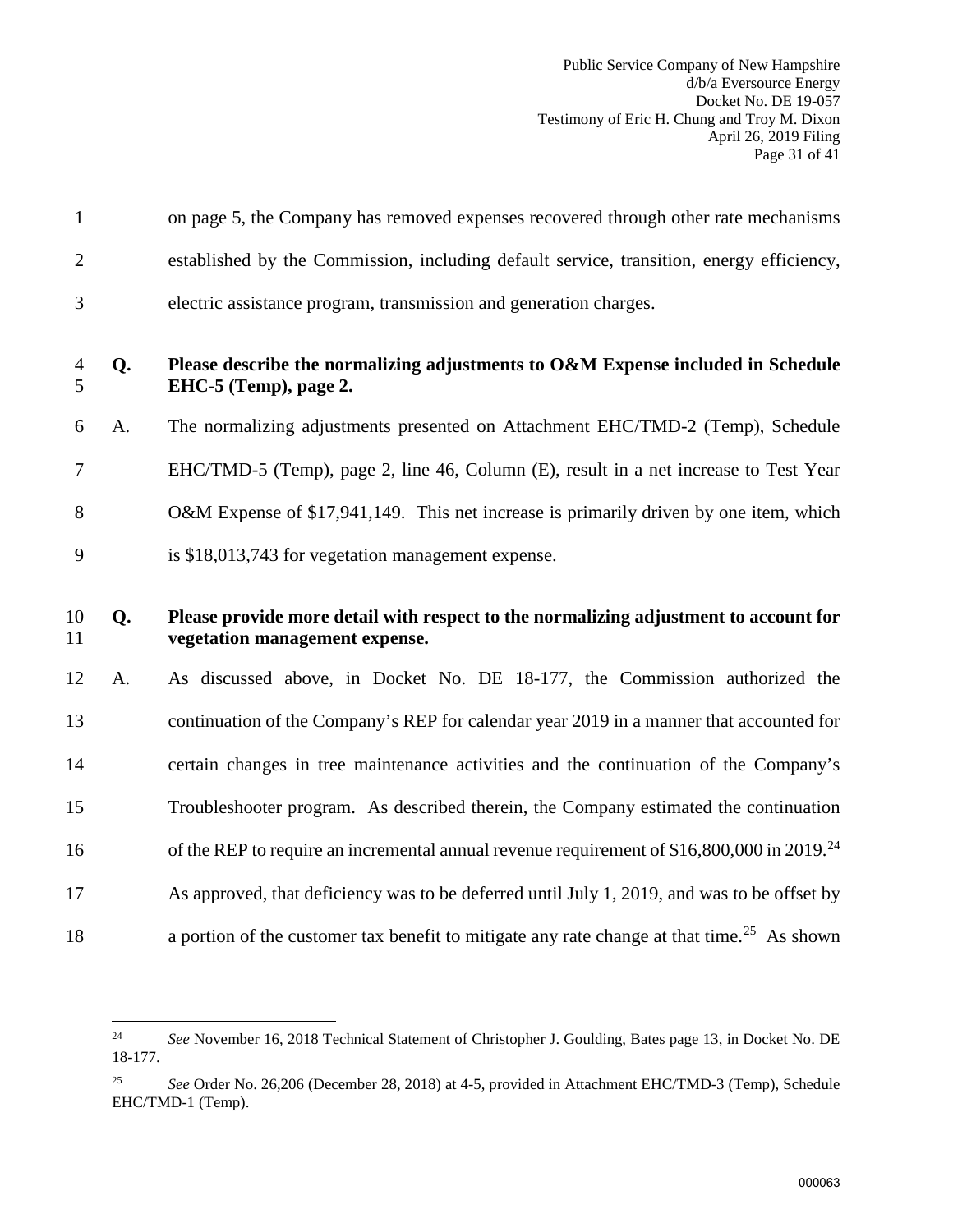on page 5, the Company has removed expenses recovered through other rate mechanisms established by the Commission, including default service, transition, energy efficiency, electric assistance program, transmission and generation charges.

**Q. Please describe the normalizing adjustments to O&M Expense included in Schedule EHC-5 (Temp), page 2.**

A. The normalizing adjustments presented on Attachment EHC/TMD-2 (Temp), Schedule EHC/TMD-5 (Temp), page 2, line 46, Column (E), result in a net increase to Test Year O&M Expense of $17,941,149. This net increase is primarily driven by one item, which is $18,013,743 for vegetation management expense.

**Q. Please provide more detail with respect to the normalizing adjustment to account for vegetation management expense.**

A. As discussed above, in Docket No. DE 18-177, the Commission authorized the continuation of the Company's REP for calendar year 2019 in a manner that accounted for certain changes in tree maintenance activities and the continuation of the Company's Troubleshooter program. As described therein, the Company estimated the continuation of the REP to require an incremental annual revenue requirement of $16,800,000 in 2019.[24] As approved, that deficiency was to be deferred until July 1, 2019, and was to be offset by a portion of the customer tax benefit to mitigate any rate change at that time.[25] As shown

---

[24] *See* November 16, 2018 Technical Statement of Christopher J. Goulding, Bates page 13, in Docket No. DE 18-177.

[25] *See* Order No. 26,206 (December 28, 2018) at 4-5, provided in Attachment EHC/TMD-3 (Temp), Schedule EHC/TMD-1 (Temp).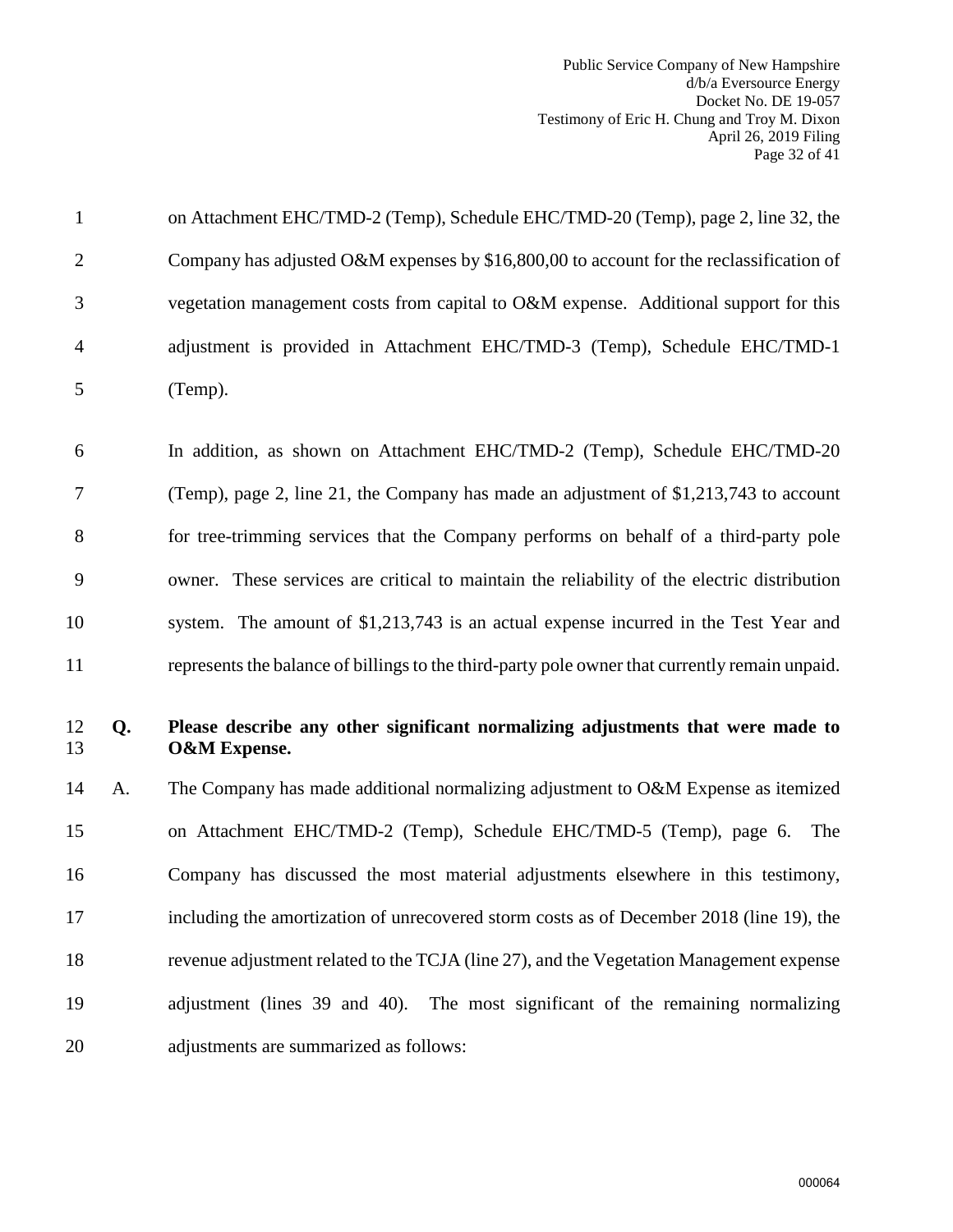on Attachment EHC/TMD-2 (Temp), Schedule EHC/TMD-20 (Temp), page 2, line 32, the Company has adjusted O&M expenses by $16,800,00 to account for the reclassification of vegetation management costs from capital to O&M expense. Additional support for this adjustment is provided in Attachment EHC/TMD-3 (Temp), Schedule EHC/TMD-1 (Temp).

In addition, as shown on Attachment EHC/TMD-2 (Temp), Schedule EHC/TMD-20 (Temp), page 2, line 21, the Company has made an adjustment of $1,213,743 to account for tree-trimming services that the Company performs on behalf of a third-party pole owner. These services are critical to maintain the reliability of the electric distribution system. The amount of $1,213,743 is an actual expense incurred in the Test Year and represents the balance of billings to the third-party pole owner that currently remain unpaid.

**Q. Please describe any other significant normalizing adjustments that were made to O&M Expense.**

A. The Company has made additional normalizing adjustment to O&M Expense as itemized on Attachment EHC/TMD-2 (Temp), Schedule EHC/TMD-5 (Temp), page 6. The Company has discussed the most material adjustments elsewhere in this testimony, including the amortization of unrecovered storm costs as of December 2018 (line 19), the revenue adjustment related to the TCJA (line 27), and the Vegetation Management expense adjustment (lines 39 and 40). The most significant of the remaining normalizing adjustments are summarized as follows: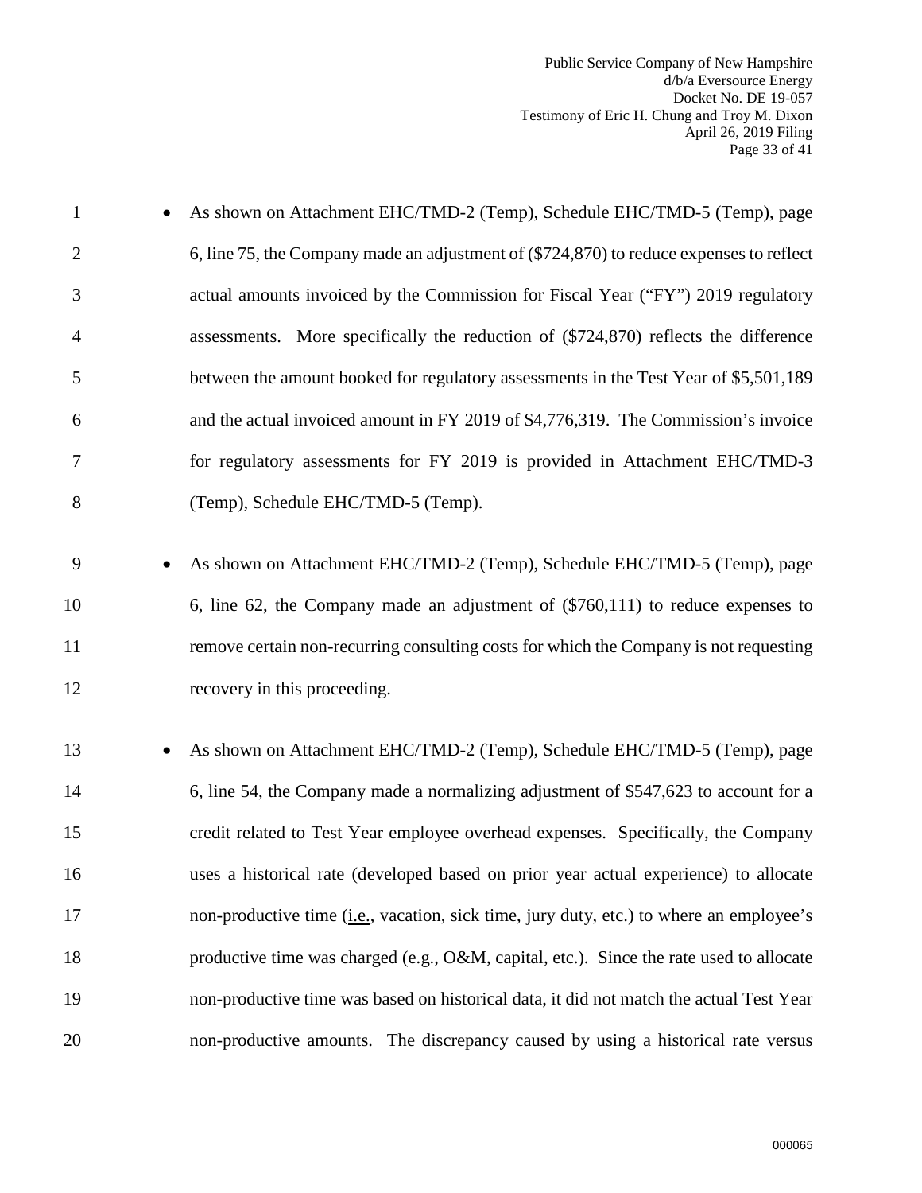- As shown on Attachment EHC/TMD-2 (Temp), Schedule EHC/TMD-5 (Temp), page 6, line 75, the Company made an adjustment of ($724,870) to reduce expenses to reflect actual amounts invoiced by the Commission for Fiscal Year ("FY") 2019 regulatory assessments. More specifically the reduction of ($724,870) reflects the difference between the amount booked for regulatory assessments in the Test Year of $5,501,189 and the actual invoiced amount in FY 2019 of $4,776,319. The Commission's invoice for regulatory assessments for FY 2019 is provided in Attachment EHC/TMD-3 (Temp), Schedule EHC/TMD-5 (Temp).

- As shown on Attachment EHC/TMD-2 (Temp), Schedule EHC/TMD-5 (Temp), page 6, line 62, the Company made an adjustment of ($760,111) to reduce expenses to remove certain non-recurring consulting costs for which the Company is not requesting recovery in this proceeding.

- As shown on Attachment EHC/TMD-2 (Temp), Schedule EHC/TMD-5 (Temp), page 6, line 54, the Company made a normalizing adjustment of $547,623 to account for a credit related to Test Year employee overhead expenses. Specifically, the Company uses a historical rate (developed based on prior year actual experience) to allocate non-productive time (i.e., vacation, sick time, jury duty, etc.) to where an employee's productive time was charged (e.g., O&M, capital, etc.). Since the rate used to allocate non-productive time was based on historical data, it did not match the actual Test Year non-productive amounts. The discrepancy caused by using a historical rate versus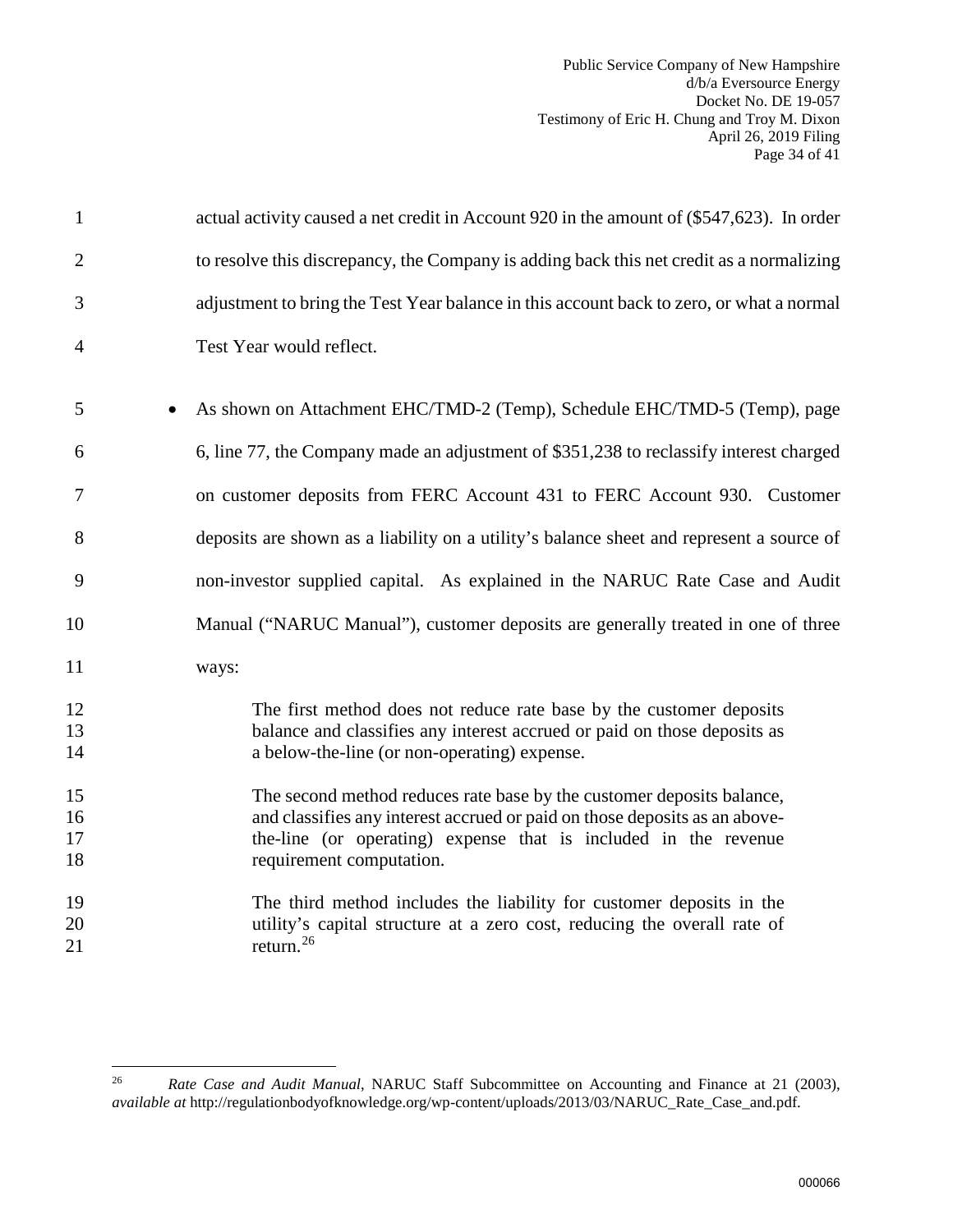actual activity caused a net credit in Account 920 in the amount of ($547,623). In order to resolve this discrepancy, the Company is adding back this net credit as a normalizing adjustment to bring the Test Year balance in this account back to zero, or what a normal Test Year would reflect.

- As shown on Attachment EHC/TMD-2 (Temp), Schedule EHC/TMD-5 (Temp), page 6, line 77, the Company made an adjustment of $351,238 to reclassify interest charged on customer deposits from FERC Account 431 to FERC Account 930. Customer deposits are shown as a liability on a utility's balance sheet and represent a source of non-investor supplied capital. As explained in the NARUC Rate Case and Audit Manual ("NARUC Manual"), customer deposits are generally treated in one of three ways:

  > The first method does not reduce rate base by the customer deposits balance and classifies any interest accrued or paid on those deposits as a below-the-line (or non-operating) expense.
  >
  > The second method reduces rate base by the customer deposits balance, and classifies any interest accrued or paid on those deposits as an above-the-line (or operating) expense that is included in the revenue requirement computation.
  >
  > The third method includes the liability for customer deposits in the utility's capital structure at a zero cost, reducing the overall rate of return.[26]

---

[26] *Rate Case and Audit Manual*, NARUC Staff Subcommittee on Accounting and Finance at 21 (2003), *available at* http://regulationbodyofknowledge.org/wp-content/uploads/2013/03/NARUC_Rate_Case_and.pdf.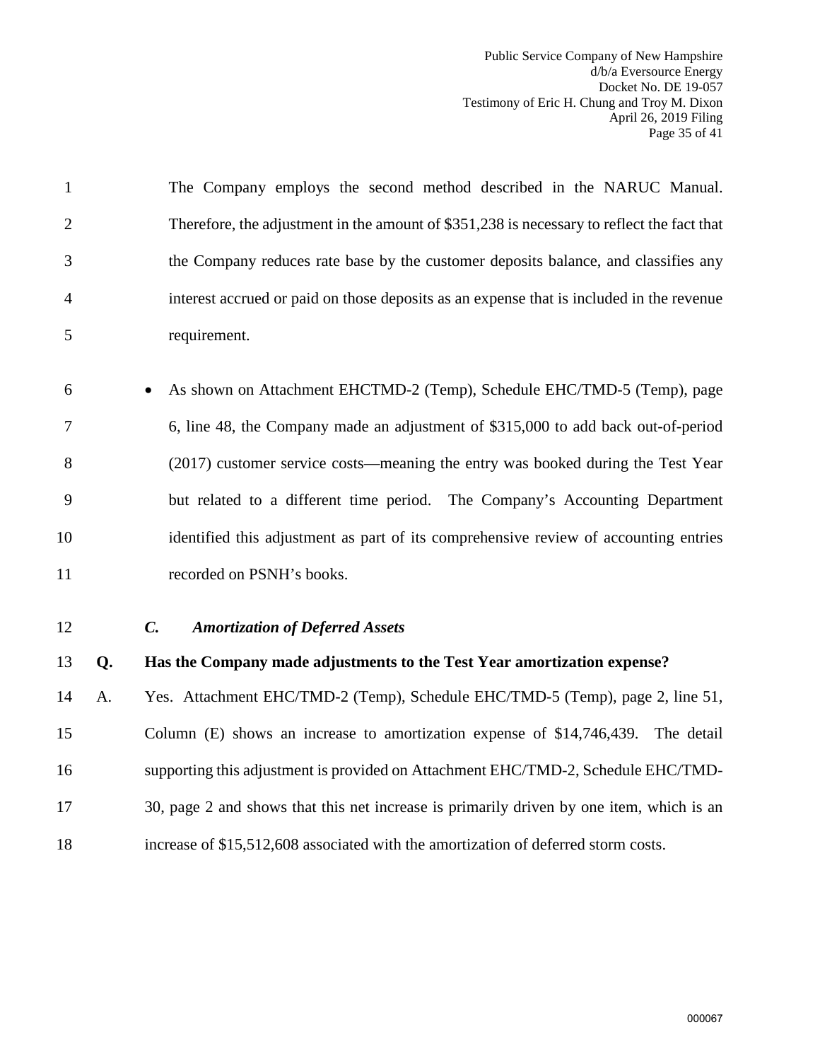The Company employs the second method described in the NARUC Manual. Therefore, the adjustment in the amount of $351,238 is necessary to reflect the fact that the Company reduces rate base by the customer deposits balance, and classifies any interest accrued or paid on those deposits as an expense that is included in the revenue requirement.

- As shown on Attachment EHCTMD-2 (Temp), Schedule EHC/TMD-5 (Temp), page 6, line 48, the Company made an adjustment of $315,000 to add back out-of-period (2017) customer service costs—meaning the entry was booked during the Test Year but related to a different time period. The Company's Accounting Department identified this adjustment as part of its comprehensive review of accounting entries recorded on PSNH's books.

### *C. Amortization of Deferred Assets*

**Q. Has the Company made adjustments to the Test Year amortization expense?**

A. Yes. Attachment EHC/TMD-2 (Temp), Schedule EHC/TMD-5 (Temp), page 2, line 51, Column (E) shows an increase to amortization expense of $14,746,439. The detail supporting this adjustment is provided on Attachment EHC/TMD-2, Schedule EHC/TMD-30, page 2 and shows that this net increase is primarily driven by one item, which is an increase of $15,512,608 associated with the amortization of deferred storm costs.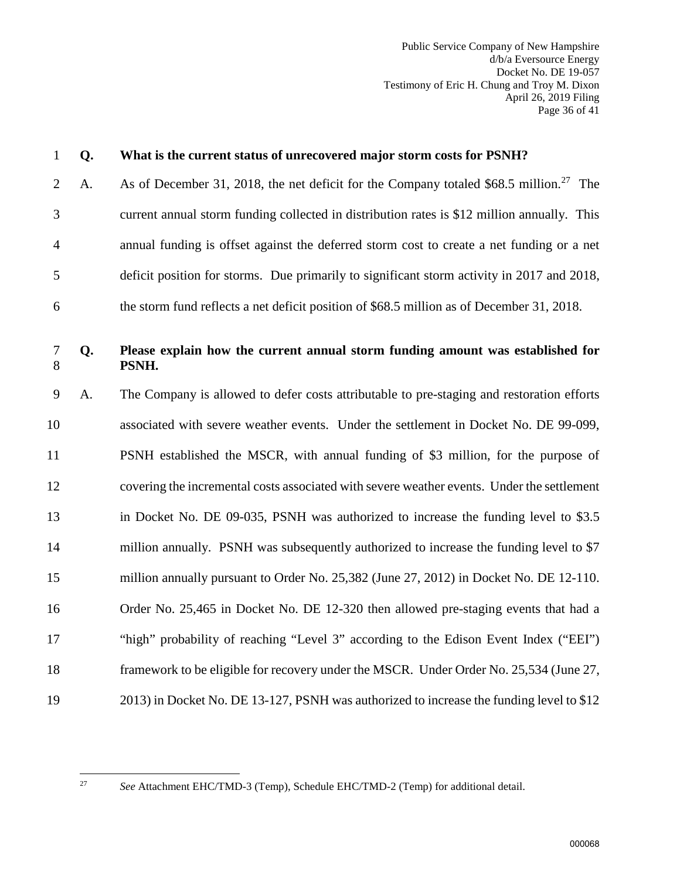**Q. What is the current status of unrecovered major storm costs for PSNH?**

A. As of December 31, 2018, the net deficit for the Company totaled $68.5 million.[27] The current annual storm funding collected in distribution rates is $12 million annually. This annual funding is offset against the deferred storm cost to create a net funding or a net deficit position for storms. Due primarily to significant storm activity in 2017 and 2018, the storm fund reflects a net deficit position of $68.5 million as of December 31, 2018.

**Q. Please explain how the current annual storm funding amount was established for PSNH.**

A. The Company is allowed to defer costs attributable to pre-staging and restoration efforts associated with severe weather events. Under the settlement in Docket No. DE 99-099, PSNH established the MSCR, with annual funding of $3 million, for the purpose of covering the incremental costs associated with severe weather events. Under the settlement in Docket No. DE 09-035, PSNH was authorized to increase the funding level to $3.5 million annually. PSNH was subsequently authorized to increase the funding level to $7 million annually pursuant to Order No. 25,382 (June 27, 2012) in Docket No. DE 12-110. Order No. 25,465 in Docket No. DE 12-320 then allowed pre-staging events that had a "high" probability of reaching "Level 3" according to the Edison Event Index ("EEI") framework to be eligible for recovery under the MSCR. Under Order No. 25,534 (June 27, 2013) in Docket No. DE 13-127, PSNH was authorized to increase the funding level to $12

---

[27] *See* Attachment EHC/TMD-3 (Temp), Schedule EHC/TMD-2 (Temp) for additional detail.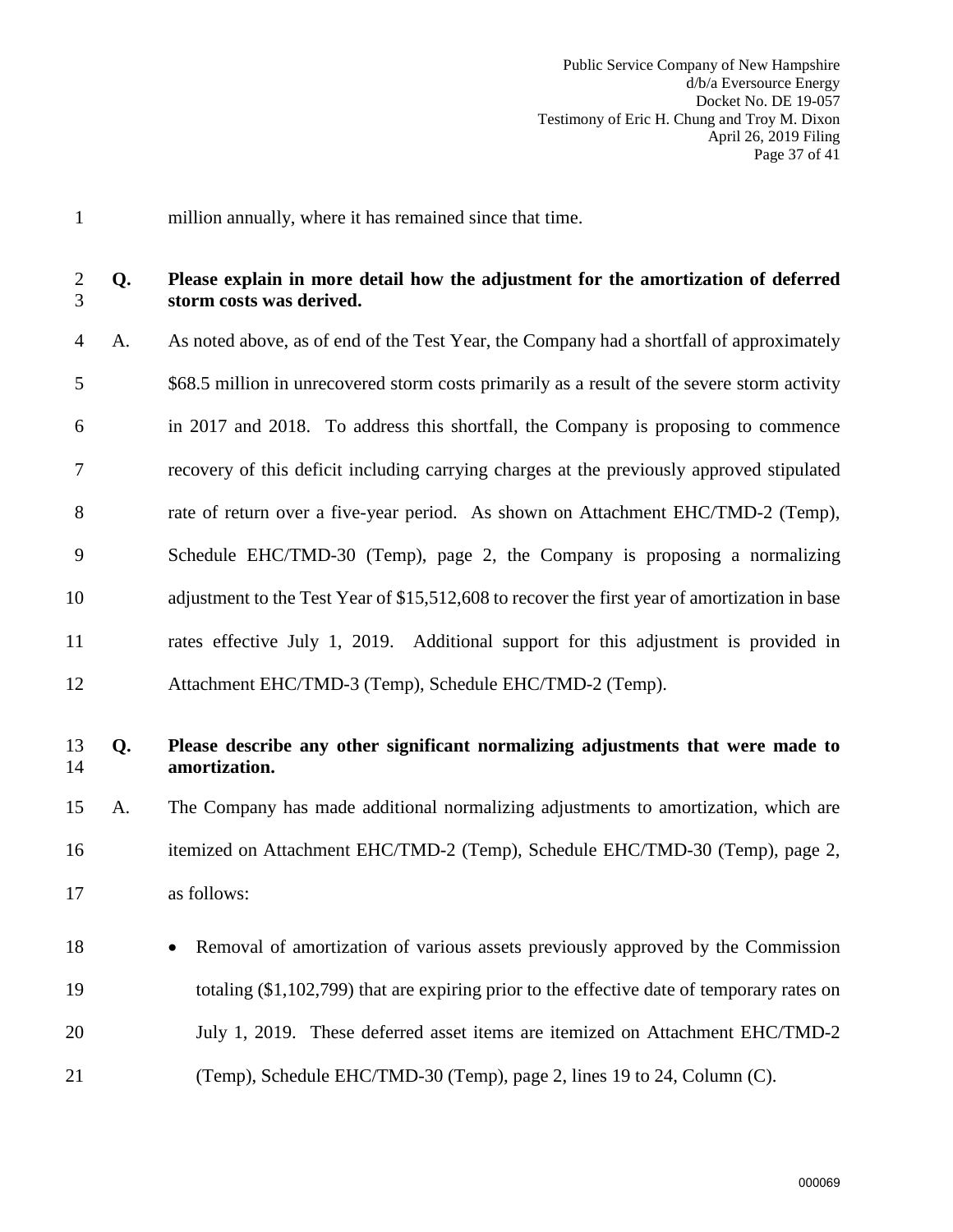million annually, where it has remained since that time.

**Q. Please explain in more detail how the adjustment for the amortization of deferred storm costs was derived.**

A. As noted above, as of end of the Test Year, the Company had a shortfall of approximately $68.5 million in unrecovered storm costs primarily as a result of the severe storm activity in 2017 and 2018. To address this shortfall, the Company is proposing to commence recovery of this deficit including carrying charges at the previously approved stipulated rate of return over a five-year period. As shown on Attachment EHC/TMD-2 (Temp), Schedule EHC/TMD-30 (Temp), page 2, the Company is proposing a normalizing adjustment to the Test Year of $15,512,608 to recover the first year of amortization in base rates effective July 1, 2019. Additional support for this adjustment is provided in Attachment EHC/TMD-3 (Temp), Schedule EHC/TMD-2 (Temp).

**Q. Please describe any other significant normalizing adjustments that were made to amortization.**

A. The Company has made additional normalizing adjustments to amortization, which are itemized on Attachment EHC/TMD-2 (Temp), Schedule EHC/TMD-30 (Temp), page 2, as follows:

- Removal of amortization of various assets previously approved by the Commission totaling ($1,102,799) that are expiring prior to the effective date of temporary rates on July 1, 2019. These deferred asset items are itemized on Attachment EHC/TMD-2 (Temp), Schedule EHC/TMD-30 (Temp), page 2, lines 19 to 24, Column (C).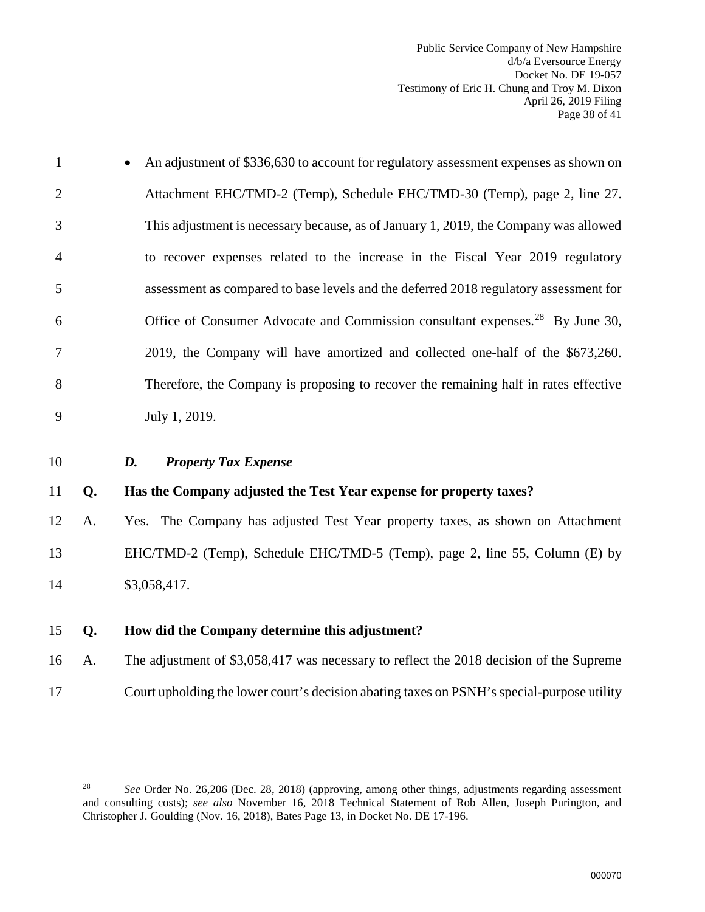- An adjustment of $336,630 to account for regulatory assessment expenses as shown on Attachment EHC/TMD-2 (Temp), Schedule EHC/TMD-30 (Temp), page 2, line 27. This adjustment is necessary because, as of January 1, 2019, the Company was allowed to recover expenses related to the increase in the Fiscal Year 2019 regulatory assessment as compared to base levels and the deferred 2018 regulatory assessment for Office of Consumer Advocate and Commission consultant expenses.[28] By June 30, 2019, the Company will have amortized and collected one-half of the $673,260. Therefore, the Company is proposing to recover the remaining half in rates effective July 1, 2019.

### *D. Property Tax Expense*

**Q. Has the Company adjusted the Test Year expense for property taxes?**

A. Yes. The Company has adjusted Test Year property taxes, as shown on Attachment EHC/TMD-2 (Temp), Schedule EHC/TMD-5 (Temp), page 2, line 55, Column (E) by $3,058,417.

**Q. How did the Company determine this adjustment?**

A. The adjustment of $3,058,417 was necessary to reflect the 2018 decision of the Supreme Court upholding the lower court's decision abating taxes on PSNH's special-purpose utility

---

[28] *See* Order No. 26,206 (Dec. 28, 2018) (approving, among other things, adjustments regarding assessment and consulting costs); *see also* November 16, 2018 Technical Statement of Rob Allen, Joseph Purington, and Christopher J. Goulding (Nov. 16, 2018), Bates Page 13, in Docket No. DE 17-196.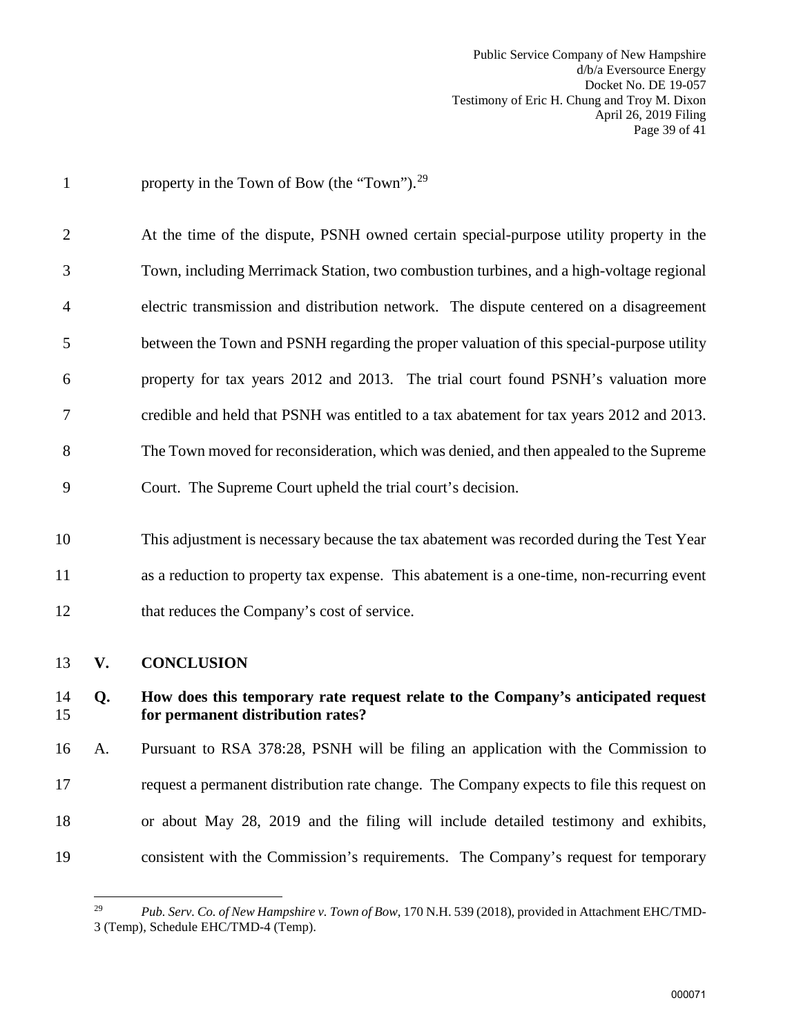property in the Town of Bow (the "Town").[29]

At the time of the dispute, PSNH owned certain special-purpose utility property in the Town, including Merrimack Station, two combustion turbines, and a high-voltage regional electric transmission and distribution network. The dispute centered on a disagreement between the Town and PSNH regarding the proper valuation of this special-purpose utility property for tax years 2012 and 2013. The trial court found PSNH's valuation more credible and held that PSNH was entitled to a tax abatement for tax years 2012 and 2013. The Town moved for reconsideration, which was denied, and then appealed to the Supreme Court. The Supreme Court upheld the trial court's decision.

This adjustment is necessary because the tax abatement was recorded during the Test Year as a reduction to property tax expense. This abatement is a one-time, non-recurring event that reduces the Company's cost of service.

## V. CONCLUSION

**Q. How does this temporary rate request relate to the Company's anticipated request for permanent distribution rates?**

A. Pursuant to RSA 378:28, PSNH will be filing an application with the Commission to request a permanent distribution rate change. The Company expects to file this request on or about May 28, 2019 and the filing will include detailed testimony and exhibits, consistent with the Commission's requirements. The Company's request for temporary

---

[29] *Pub. Serv. Co. of New Hampshire v. Town of Bow*, 170 N.H. 539 (2018), provided in Attachment EHC/TMD-3 (Temp), Schedule EHC/TMD-4 (Temp).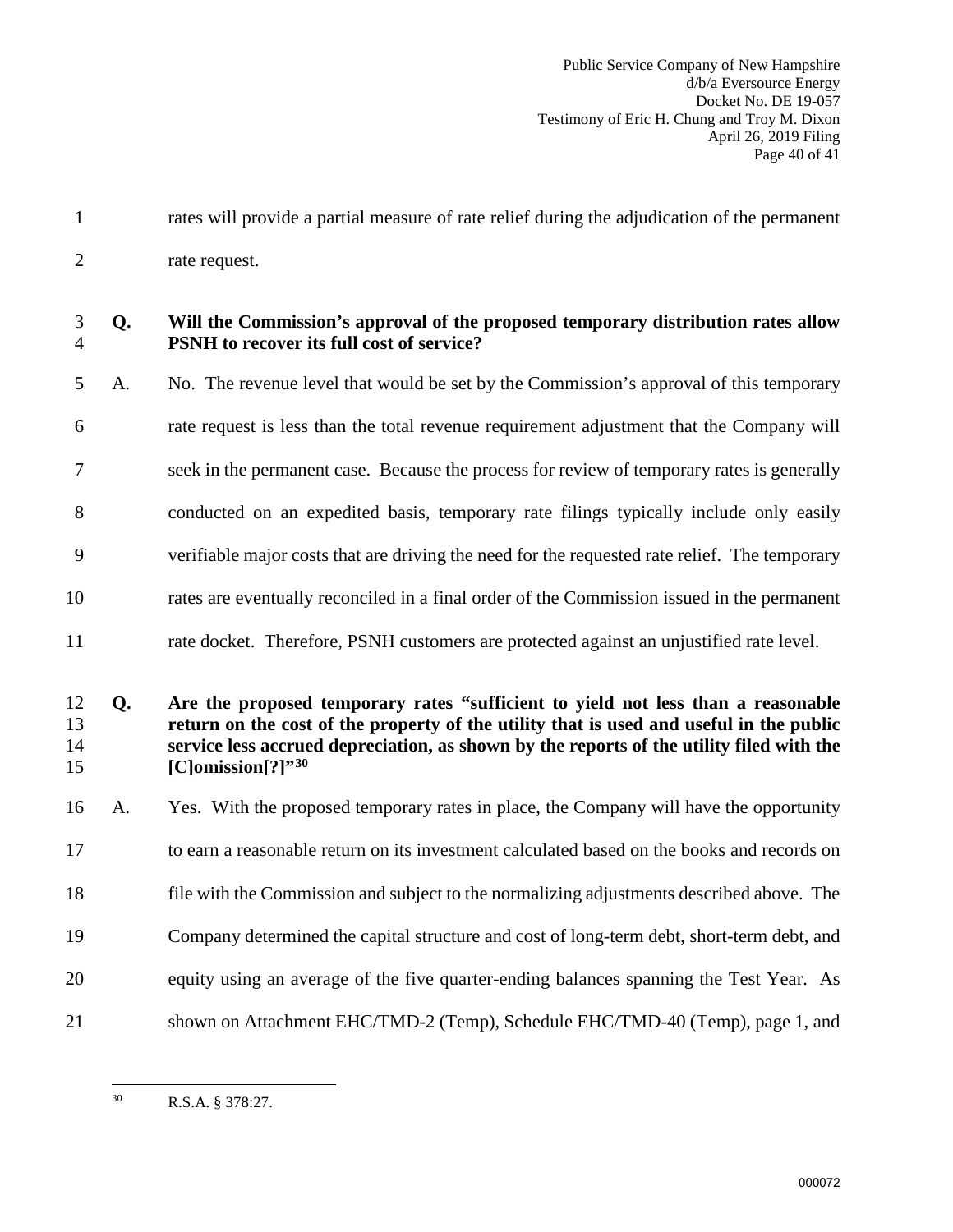rates will provide a partial measure of rate relief during the adjudication of the permanent rate request.

**Q. Will the Commission's approval of the proposed temporary distribution rates allow PSNH to recover its full cost of service?**

A. No. The revenue level that would be set by the Commission's approval of this temporary rate request is less than the total revenue requirement adjustment that the Company will seek in the permanent case. Because the process for review of temporary rates is generally conducted on an expedited basis, temporary rate filings typically include only easily verifiable major costs that are driving the need for the requested rate relief. The temporary rates are eventually reconciled in a final order of the Commission issued in the permanent rate docket. Therefore, PSNH customers are protected against an unjustified rate level.

**Q. Are the proposed temporary rates "sufficient to yield not less than a reasonable return on the cost of the property of the utility that is used and useful in the public service less accrued depreciation, as shown by the reports of the utility filed with the [C]omission[?]"[30]**

A. Yes. With the proposed temporary rates in place, the Company will have the opportunity to earn a reasonable return on its investment calculated based on the books and records on file with the Commission and subject to the normalizing adjustments described above. The Company determined the capital structure and cost of long-term debt, short-term debt, and equity using an average of the five quarter-ending balances spanning the Test Year. As shown on Attachment EHC/TMD-2 (Temp), Schedule EHC/TMD-40 (Temp), page 1, and

---

[30] R.S.A. § 378:27.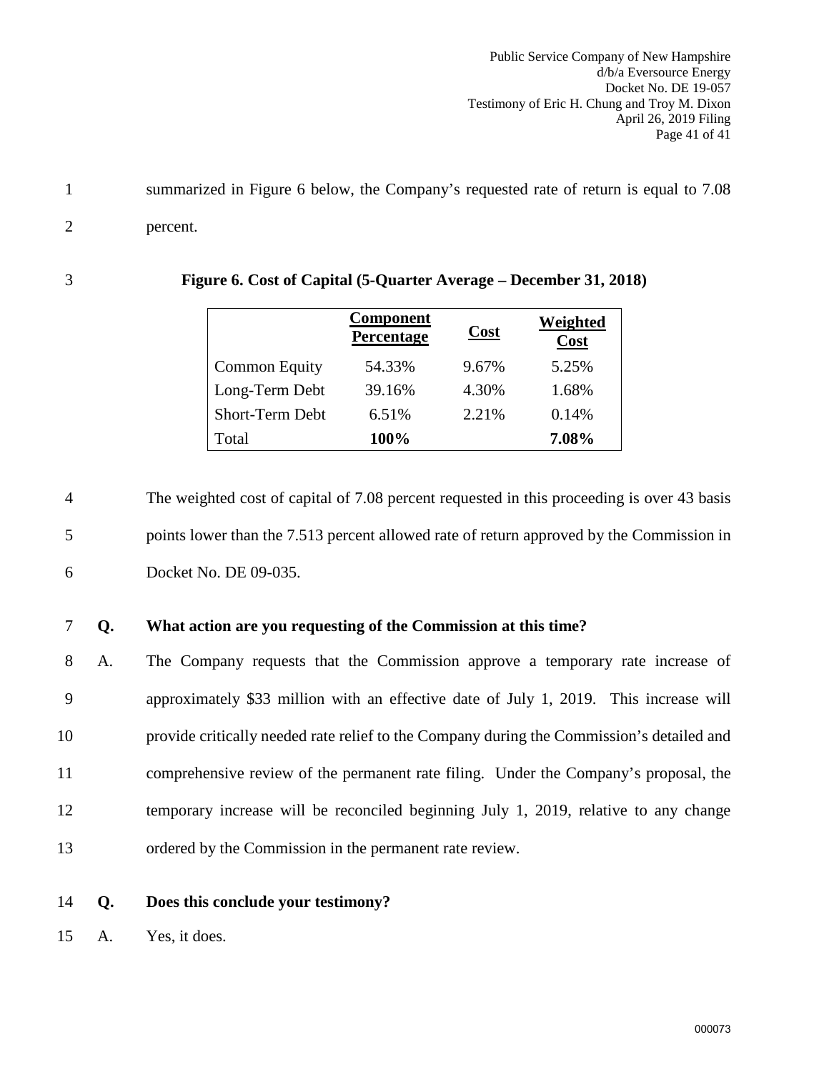summarized in Figure 6 below, the Company's requested rate of return is equal to 7.08 percent.

**Figure 6. Cost of Capital (5-Quarter Average – December 31, 2018)**

| | Component Percentage | Cost | Weighted Cost |
|---|---|---|---|
| Common Equity | 54.33% | 9.67% | 5.25% |
| Long-Term Debt | 39.16% | 4.30% | 1.68% |
| Short-Term Debt | 6.51% | 2.21% | 0.14% |
| Total | **100%** | | **7.08%** |

The weighted cost of capital of 7.08 percent requested in this proceeding is over 43 basis points lower than the 7.513 percent allowed rate of return approved by the Commission in Docket No. DE 09-035.

**Q. What action are you requesting of the Commission at this time?**

A. The Company requests that the Commission approve a temporary rate increase of approximately $33 million with an effective date of July 1, 2019. This increase will provide critically needed rate relief to the Company during the Commission's detailed and comprehensive review of the permanent rate filing. Under the Company's proposal, the temporary increase will be reconciled beginning July 1, 2019, relative to any change ordered by the Commission in the permanent rate review.

**Q. Does this conclude your testimony?**

A. Yes, it does.